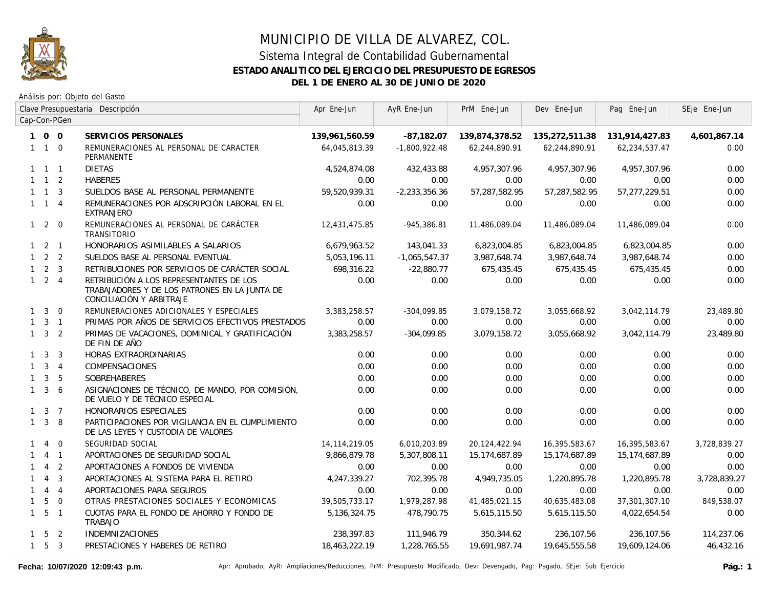# MUNICIPIO DE VILLA DE ALVAREZ, COL.

## Sistema Integral de Contabilidad Gubernamental

### ESTADO ANALITICO DEL EJERCICIO DEL PRESUPUESTO DE EGRESOS

### DEL 1 DE ENERO AL 30 DE JUNIO DE 2020

Análisis por: Objeto del Gasto

| Clave Presupuestaria Cap-Con-PGen | Descripción | Apr Ene-Jun | AyR Ene-Jun | PrM Ene-Jun | Dev Ene-Jun | Pag Ene-Jun | SEje Ene-Jun |
|---|---|---|---|---|---|---|---|
| **1 0 0** | **SERVICIOS PERSONALES** | **139,961,560.59** | **-87,182.07** | **139,874,378.52** | **135,272,511.38** | **131,914,427.83** | **4,601,867.14** |
| 1 1 0 | REMUNERACIONES AL PERSONAL DE CARACTER PERMANENTE | 64,045,813.39 | -1,800,922.48 | 62,244,890.91 | 62,244,890.91 | 62,234,537.47 | 0.00 |
| 1 1 1 | DIETAS | 4,524,874.08 | 432,433.88 | 4,957,307.96 | 4,957,307.96 | 4,957,307.96 | 0.00 |
| 1 1 2 | HABERES | 0.00 | 0.00 | 0.00 | 0.00 | 0.00 | 0.00 |
| 1 1 3 | SUELDOS BASE AL PERSONAL PERMANENTE | 59,520,939.31 | -2,233,356.36 | 57,287,582.95 | 57,287,582.95 | 57,277,229.51 | 0.00 |
| 1 1 4 | REMUNERACIONES POR ADSCRIPCIÓN LABORAL EN EL EXTRANJERO | 0.00 | 0.00 | 0.00 | 0.00 | 0.00 | 0.00 |
| 1 2 0 | REMUNERACIONES AL PERSONAL DE CARÁCTER TRANSITORIO | 12,431,475.85 | -945,386.81 | 11,486,089.04 | 11,486,089.04 | 11,486,089.04 | 0.00 |
| 1 2 1 | HONORARIOS ASIMILABLES A SALARIOS | 6,679,963.52 | 143,041.33 | 6,823,004.85 | 6,823,004.85 | 6,823,004.85 | 0.00 |
| 1 2 2 | SUELDOS BASE AL PERSONAL EVENTUAL | 5,053,196.11 | -1,065,547.37 | 3,987,648.74 | 3,987,648.74 | 3,987,648.74 | 0.00 |
| 1 2 3 | RETRIBUCIONES POR SERVICIOS DE CARÁCTER SOCIAL | 698,316.22 | -22,880.77 | 675,435.45 | 675,435.45 | 675,435.45 | 0.00 |
| 1 2 4 | RETRIBUCIÓN A LOS REPRESENTANTES DE LOS TRABAJADORES Y DE LOS PATRONES EN LA JUNTA DE CONCILIACIÓN Y ARBITRAJE | 0.00 | 0.00 | 0.00 | 0.00 | 0.00 | 0.00 |
| 1 3 0 | REMUNERACIONES ADICIONALES Y ESPECIALES | 3,383,258.57 | -304,099.85 | 3,079,158.72 | 3,055,668.92 | 3,042,114.79 | 23,489.80 |
| 1 3 1 | PRIMAS POR AÑOS DE SERVICIOS EFECTIVOS PRESTADOS | 0.00 | 0.00 | 0.00 | 0.00 | 0.00 | 0.00 |
| 1 3 2 | PRIMAS DE VACACIONES, DOMINICAL Y GRATIFICACIÓN DE FIN DE AÑO | 3,383,258.57 | -304,099.85 | 3,079,158.72 | 3,055,668.92 | 3,042,114.79 | 23,489.80 |
| 1 3 3 | HORAS EXTRAORDINARIAS | 0.00 | 0.00 | 0.00 | 0.00 | 0.00 | 0.00 |
| 1 3 4 | COMPENSACIONES | 0.00 | 0.00 | 0.00 | 0.00 | 0.00 | 0.00 |
| 1 3 5 | SOBREHABERES | 0.00 | 0.00 | 0.00 | 0.00 | 0.00 | 0.00 |
| 1 3 6 | ASIGNACIONES DE TÉCNICO, DE MANDO, POR COMISIÓN, DE VUELO Y DE TÉCNICO ESPECIAL | 0.00 | 0.00 | 0.00 | 0.00 | 0.00 | 0.00 |
| 1 3 7 | HONORARIOS ESPECIALES | 0.00 | 0.00 | 0.00 | 0.00 | 0.00 | 0.00 |
| 1 3 8 | PARTICIPACIONES POR VIGILANCIA EN EL CUMPLIMIENTO DE LAS LEYES Y CUSTODIA DE VALORES | 0.00 | 0.00 | 0.00 | 0.00 | 0.00 | 0.00 |
| 1 4 0 | SEGURIDAD SOCIAL | 14,114,219.05 | 6,010,203.89 | 20,124,422.94 | 16,395,583.67 | 16,395,583.67 | 3,728,839.27 |
| 1 4 1 | APORTACIONES DE SEGURIDAD SOCIAL | 9,866,879.78 | 5,307,808.11 | 15,174,687.89 | 15,174,687.89 | 15,174,687.89 | 0.00 |
| 1 4 2 | APORTACIONES A FONDOS DE VIVIENDA | 0.00 | 0.00 | 0.00 | 0.00 | 0.00 | 0.00 |
| 1 4 3 | APORTACIONES AL SISTEMA PARA EL RETIRO | 4,247,339.27 | 702,395.78 | 4,949,735.05 | 1,220,895.78 | 1,220,895.78 | 3,728,839.27 |
| 1 4 4 | APORTACIONES PARA SEGUROS | 0.00 | 0.00 | 0.00 | 0.00 | 0.00 | 0.00 |
| 1 5 0 | OTRAS PRESTACIONES SOCIALES Y ECONOMICAS | 39,505,733.17 | 1,979,287.98 | 41,485,021.15 | 40,635,483.08 | 37,301,307.10 | 849,538.07 |
| 1 5 1 | CUOTAS PARA EL FONDO DE AHORRO Y FONDO DE TRABAJO | 5,136,324.75 | 478,790.75 | 5,615,115.50 | 5,615,115.50 | 4,022,654.54 | 0.00 |
| 1 5 2 | INDEMNIZACIONES | 238,397.83 | 111,946.79 | 350,344.62 | 236,107.56 | 236,107.56 | 114,237.06 |
| 1 5 3 | PRESTACIONES Y HABERES DE RETIRO | 18,463,222.19 | 1,228,765.55 | 19,691,987.74 | 19,645,555.58 | 19,609,124.06 | 46,432.16 |

Fecha: 10/07/2020 12:09:43 p.m.

Apr: Aprobado, AyR: Ampliaciones/Reducciones, PrM: Presupuesto Modificado, Dev: Devengado, Pag: Pagado, SEje: Sub Ejercicio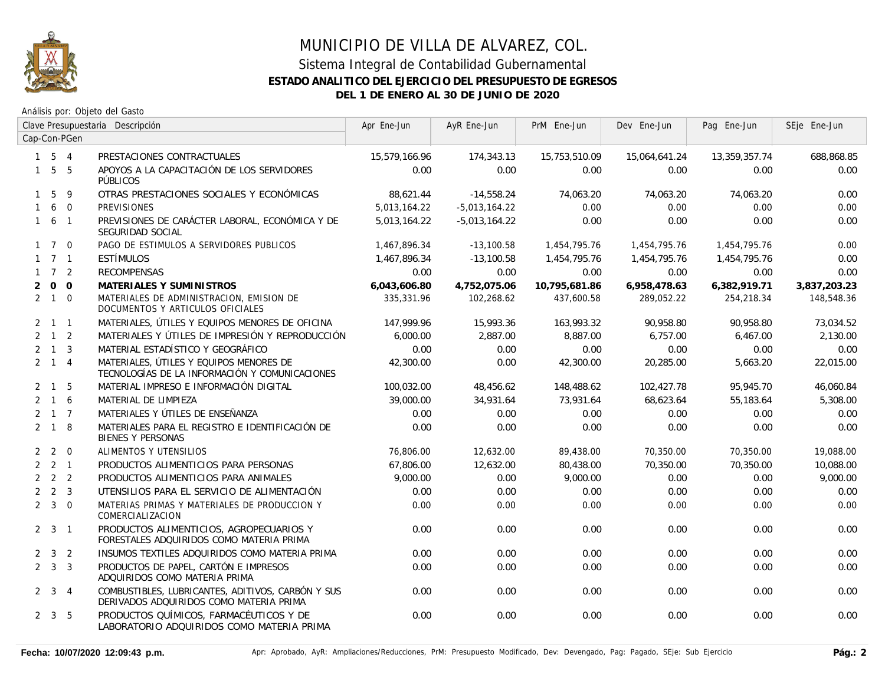# MUNICIPIO DE VILLA DE ALVAREZ, COL.

## Sistema Integral de Contabilidad Gubernamental

### ESTADO ANALITICO DEL EJERCICIO DEL PRESUPUESTO DE EGRESOS

### DEL 1 DE ENERO AL 30 DE JUNIO DE 2020

Análisis por: Objeto del Gasto

| Clave Presupuestaria Cap-Con-PGen | Descripción | Apr Ene-Jun | AyR Ene-Jun | PrM Ene-Jun | Dev Ene-Jun | Pag Ene-Jun | SEje Ene-Jun |
|---|---|---|---|---|---|---|---|
| 1 5 4 | PRESTACIONES CONTRACTUALES | 15,579,166.96 | 174,343.13 | 15,753,510.09 | 15,064,641.24 | 13,359,357.74 | 688,868.85 |
| 1 5 5 | APOYOS A LA CAPACITACIÓN DE LOS SERVIDORES PÚBLICOS | 0.00 | 0.00 | 0.00 | 0.00 | 0.00 | 0.00 |
| 1 5 9 | OTRAS PRESTACIONES SOCIALES Y ECONÓMICAS | 88,621.44 | -14,558.24 | 74,063.20 | 74,063.20 | 74,063.20 | 0.00 |
| 1 6 0 | PREVISIONES | 5,013,164.22 | -5,013,164.22 | 0.00 | 0.00 | 0.00 | 0.00 |
| 1 6 1 | PREVISIONES DE CARÁCTER LABORAL, ECONÓMICA Y DE SEGURIDAD SOCIAL | 5,013,164.22 | -5,013,164.22 | 0.00 | 0.00 | 0.00 | 0.00 |
| 1 7 0 | PAGO DE ESTIMULOS A SERVIDORES PUBLICOS | 1,467,896.34 | -13,100.58 | 1,454,795.76 | 1,454,795.76 | 1,454,795.76 | 0.00 |
| 1 7 1 | ESTÍMULOS | 1,467,896.34 | -13,100.58 | 1,454,795.76 | 1,454,795.76 | 1,454,795.76 | 0.00 |
| 1 7 2 | RECOMPENSAS | 0.00 | 0.00 | 0.00 | 0.00 | 0.00 | 0.00 |
| **2 0 0** | **MATERIALES Y SUMINISTROS** | **6,043,606.80** | **4,752,075.06** | **10,795,681.86** | **6,958,478.63** | **6,382,919.71** | **3,837,203.23** |
| 2 1 0 | MATERIALES DE ADMINISTRACION, EMISION DE DOCUMENTOS Y ARTICULOS OFICIALES | 335,331.96 | 102,268.62 | 437,600.58 | 289,052.22 | 254,218.34 | 148,548.36 |
| 2 1 1 | MATERIALES, ÚTILES Y EQUIPOS MENORES DE OFICINA | 147,999.96 | 15,993.36 | 163,993.32 | 90,958.80 | 90,958.80 | 73,034.52 |
| 2 1 2 | MATERIALES Y ÚTILES DE IMPRESIÓN Y REPRODUCCIÓN | 6,000.00 | 2,887.00 | 8,887.00 | 6,757.00 | 6,467.00 | 2,130.00 |
| 2 1 3 | MATERIAL ESTADÍSTICO Y GEOGRÁFICO | 0.00 | 0.00 | 0.00 | 0.00 | 0.00 | 0.00 |
| 2 1 4 | MATERIALES, ÚTILES Y EQUIPOS MENORES DE TECNOLOGÍAS DE LA INFORMACIÓN Y COMUNICACIONES | 42,300.00 | 0.00 | 42,300.00 | 20,285.00 | 5,663.20 | 22,015.00 |
| 2 1 5 | MATERIAL IMPRESO E INFORMACIÓN DIGITAL | 100,032.00 | 48,456.62 | 148,488.62 | 102,427.78 | 95,945.70 | 46,060.84 |
| 2 1 6 | MATERIAL DE LIMPIEZA | 39,000.00 | 34,931.64 | 73,931.64 | 68,623.64 | 55,183.64 | 5,308.00 |
| 2 1 7 | MATERIALES Y ÚTILES DE ENSEÑANZA | 0.00 | 0.00 | 0.00 | 0.00 | 0.00 | 0.00 |
| 2 1 8 | MATERIALES PARA EL REGISTRO E IDENTIFICACIÓN DE BIENES Y PERSONAS | 0.00 | 0.00 | 0.00 | 0.00 | 0.00 | 0.00 |
| 2 2 0 | ALIMENTOS Y UTENSILIOS | 76,806.00 | 12,632.00 | 89,438.00 | 70,350.00 | 70,350.00 | 19,088.00 |
| 2 2 1 | PRODUCTOS ALIMENTICIOS PARA PERSONAS | 67,806.00 | 12,632.00 | 80,438.00 | 70,350.00 | 70,350.00 | 10,088.00 |
| 2 2 2 | PRODUCTOS ALIMENTICIOS PARA ANIMALES | 9,000.00 | 0.00 | 9,000.00 | 0.00 | 0.00 | 9,000.00 |
| 2 2 3 | UTENSILIOS PARA EL SERVICIO DE ALIMENTACIÓN | 0.00 | 0.00 | 0.00 | 0.00 | 0.00 | 0.00 |
| 2 3 0 | MATERIAS PRIMAS Y MATERIALES DE PRODUCCION Y COMERCIALIZACION | 0.00 | 0.00 | 0.00 | 0.00 | 0.00 | 0.00 |
| 2 3 1 | PRODUCTOS ALIMENTICIOS, AGROPECUARIOS Y FORESTALES ADQUIRIDOS COMO MATERIA PRIMA | 0.00 | 0.00 | 0.00 | 0.00 | 0.00 | 0.00 |
| 2 3 2 | INSUMOS TEXTILES ADQUIRIDOS COMO MATERIA PRIMA | 0.00 | 0.00 | 0.00 | 0.00 | 0.00 | 0.00 |
| 2 3 3 | PRODUCTOS DE PAPEL, CARTÓN E IMPRESOS ADQUIRIDOS COMO MATERIA PRIMA | 0.00 | 0.00 | 0.00 | 0.00 | 0.00 | 0.00 |
| 2 3 4 | COMBUSTIBLES, LUBRICANTES, ADITIVOS, CARBÓN Y SUS DERIVADOS ADQUIRIDOS COMO MATERIA PRIMA | 0.00 | 0.00 | 0.00 | 0.00 | 0.00 | 0.00 |
| 2 3 5 | PRODUCTOS QUÍMICOS, FARMACÉUTICOS Y DE LABORATORIO ADQUIRIDOS COMO MATERIA PRIMA | 0.00 | 0.00 | 0.00 | 0.00 | 0.00 | 0.00 |

Fecha: 10/07/2020 12:09:43 p.m.

Apr: Aprobado, AyR: Ampliaciones/Reducciones, PrM: Presupuesto Modificado, Dev: Devengado, Pag: Pagado, SEje: Sub Ejercicio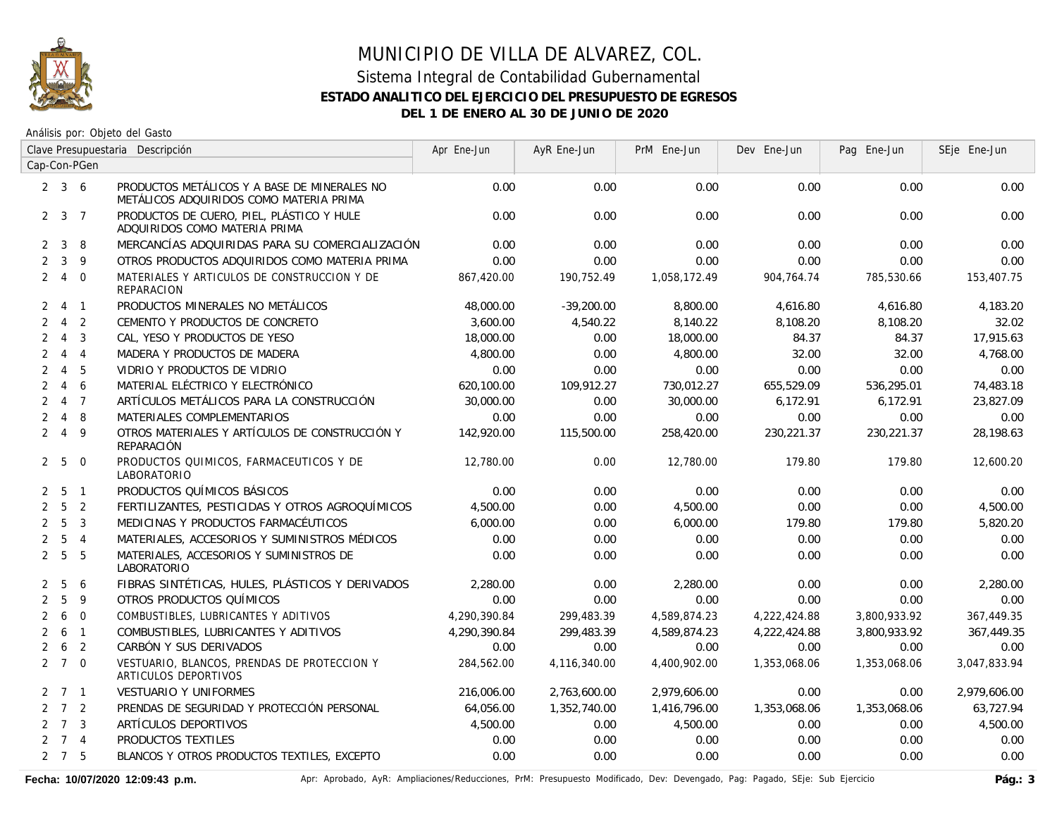# MUNICIPIO DE VILLA DE ALVAREZ, COL.

## Sistema Integral de Contabilidad Gubernamental

### ESTADO ANALITICO DEL EJERCICIO DEL PRESUPUESTO DE EGRESOS

### DEL 1 DE ENERO AL 30 DE JUNIO DE 2020

Análisis por: Objeto del Gasto

| Clave Presupuestaria Cap-Con-PGen | Descripción | Apr Ene-Jun | AyR Ene-Jun | PrM Ene-Jun | Dev Ene-Jun | Pag Ene-Jun | SEje Ene-Jun |
|---|---|---|---|---|---|---|---|
| 2 3 6 | PRODUCTOS METÁLICOS Y A BASE DE MINERALES NO METÁLICOS ADQUIRIDOS COMO MATERIA PRIMA | 0.00 | 0.00 | 0.00 | 0.00 | 0.00 | 0.00 |
| 2 3 7 | PRODUCTOS DE CUERO, PIEL, PLÁSTICO Y HULE ADQUIRIDOS COMO MATERIA PRIMA | 0.00 | 0.00 | 0.00 | 0.00 | 0.00 | 0.00 |
| 2 3 8 | MERCANCÍAS ADQUIRIDAS PARA SU COMERCIALIZACIÓN | 0.00 | 0.00 | 0.00 | 0.00 | 0.00 | 0.00 |
| 2 3 9 | OTROS PRODUCTOS ADQUIRIDOS COMO MATERIA PRIMA | 0.00 | 0.00 | 0.00 | 0.00 | 0.00 | 0.00 |
| 2 4 0 | MATERIALES Y ARTICULOS DE CONSTRUCCION Y DE REPARACION | 867,420.00 | 190,752.49 | 1,058,172.49 | 904,764.74 | 785,530.66 | 153,407.75 |
| 2 4 1 | PRODUCTOS MINERALES NO METÁLICOS | 48,000.00 | -39,200.00 | 8,800.00 | 4,616.80 | 4,616.80 | 4,183.20 |
| 2 4 2 | CEMENTO Y PRODUCTOS DE CONCRETO | 3,600.00 | 4,540.22 | 8,140.22 | 8,108.20 | 8,108.20 | 32.02 |
| 2 4 3 | CAL, YESO Y PRODUCTOS DE YESO | 18,000.00 | 0.00 | 18,000.00 | 84.37 | 84.37 | 17,915.63 |
| 2 4 4 | MADERA Y PRODUCTOS DE MADERA | 4,800.00 | 0.00 | 4,800.00 | 32.00 | 32.00 | 4,768.00 |
| 2 4 5 | VIDRIO Y PRODUCTOS DE VIDRIO | 0.00 | 0.00 | 0.00 | 0.00 | 0.00 | 0.00 |
| 2 4 6 | MATERIAL ELÉCTRICO Y ELECTRÓNICO | 620,100.00 | 109,912.27 | 730,012.27 | 655,529.09 | 536,295.01 | 74,483.18 |
| 2 4 7 | ARTÍCULOS METÁLICOS PARA LA CONSTRUCCIÓN | 30,000.00 | 0.00 | 30,000.00 | 6,172.91 | 6,172.91 | 23,827.09 |
| 2 4 8 | MATERIALES COMPLEMENTARIOS | 0.00 | 0.00 | 0.00 | 0.00 | 0.00 | 0.00 |
| 2 4 9 | OTROS MATERIALES Y ARTÍCULOS DE CONSTRUCCIÓN Y REPARACIÓN | 142,920.00 | 115,500.00 | 258,420.00 | 230,221.37 | 230,221.37 | 28,198.63 |
| 2 5 0 | PRODUCTOS QUIMICOS, FARMACEUTICOS Y DE LABORATORIO | 12,780.00 | 0.00 | 12,780.00 | 179.80 | 179.80 | 12,600.20 |
| 2 5 1 | PRODUCTOS QUÍMICOS BÁSICOS | 0.00 | 0.00 | 0.00 | 0.00 | 0.00 | 0.00 |
| 2 5 2 | FERTILIZANTES, PESTICIDAS Y OTROS AGROQUÍMICOS | 4,500.00 | 0.00 | 4,500.00 | 0.00 | 0.00 | 4,500.00 |
| 2 5 3 | MEDICINAS Y PRODUCTOS FARMACÉUTICOS | 6,000.00 | 0.00 | 6,000.00 | 179.80 | 179.80 | 5,820.20 |
| 2 5 4 | MATERIALES, ACCESORIOS Y SUMINISTROS MÉDICOS | 0.00 | 0.00 | 0.00 | 0.00 | 0.00 | 0.00 |
| 2 5 5 | MATERIALES, ACCESORIOS Y SUMINISTROS DE LABORATORIO | 0.00 | 0.00 | 0.00 | 0.00 | 0.00 | 0.00 |
| 2 5 6 | FIBRAS SINTÉTICAS, HULES, PLÁSTICOS Y DERIVADOS | 2,280.00 | 0.00 | 2,280.00 | 0.00 | 0.00 | 2,280.00 |
| 2 5 9 | OTROS PRODUCTOS QUÍMICOS | 0.00 | 0.00 | 0.00 | 0.00 | 0.00 | 0.00 |
| 2 6 0 | COMBUSTIBLES, LUBRICANTES Y ADITIVOS | 4,290,390.84 | 299,483.39 | 4,589,874.23 | 4,222,424.88 | 3,800,933.92 | 367,449.35 |
| 2 6 1 | COMBUSTIBLES, LUBRICANTES Y ADITIVOS | 4,290,390.84 | 299,483.39 | 4,589,874.23 | 4,222,424.88 | 3,800,933.92 | 367,449.35 |
| 2 6 2 | CARBÓN Y SUS DERIVADOS | 0.00 | 0.00 | 0.00 | 0.00 | 0.00 | 0.00 |
| 2 7 0 | VESTUARIO, BLANCOS, PRENDAS DE PROTECCION Y ARTICULOS DEPORTIVOS | 284,562.00 | 4,116,340.00 | 4,400,902.00 | 1,353,068.06 | 1,353,068.06 | 3,047,833.94 |
| 2 7 1 | VESTUARIO Y UNIFORMES | 216,006.00 | 2,763,600.00 | 2,979,606.00 | 0.00 | 0.00 | 2,979,606.00 |
| 2 7 2 | PRENDAS DE SEGURIDAD Y PROTECCIÓN PERSONAL | 64,056.00 | 1,352,740.00 | 1,416,796.00 | 1,353,068.06 | 1,353,068.06 | 63,727.94 |
| 2 7 3 | ARTÍCULOS DEPORTIVOS | 4,500.00 | 0.00 | 4,500.00 | 0.00 | 0.00 | 4,500.00 |
| 2 7 4 | PRODUCTOS TEXTILES | 0.00 | 0.00 | 0.00 | 0.00 | 0.00 | 0.00 |
| 2 7 5 | BLANCOS Y OTROS PRODUCTOS TEXTILES, EXCEPTO | 0.00 | 0.00 | 0.00 | 0.00 | 0.00 | 0.00 |

**Fecha: 10/07/2020 12:09:43 p.m.**

Apr: Aprobado, AyR: Ampliaciones/Reducciones, PrM: Presupuesto Modificado, Dev: Devengado, Pag: Pagado, SEje: Sub Ejercicio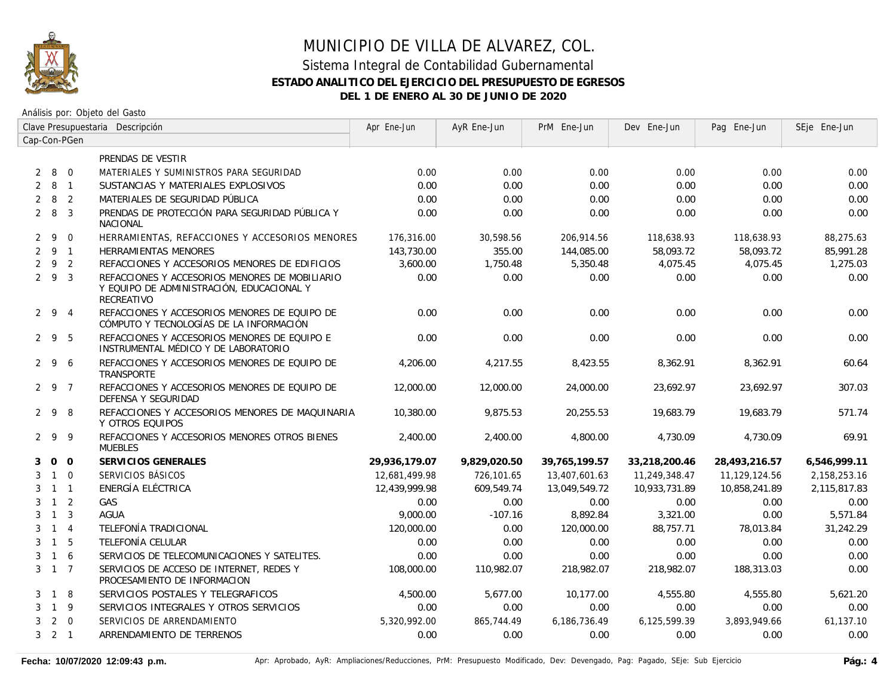# MUNICIPIO DE VILLA DE ALVAREZ, COL.

## Sistema Integral de Contabilidad Gubernamental

### ESTADO ANALITICO DEL EJERCICIO DEL PRESUPUESTO DE EGRESOS

### DEL 1 DE ENERO AL 30 DE JUNIO DE 2020

Análisis por: Objeto del Gasto

| Clave Presupuestaria Cap-Con-PGen | Descripción | Apr Ene-Jun | AyR Ene-Jun | PrM Ene-Jun | Dev Ene-Jun | Pag Ene-Jun | SEje Ene-Jun |
|---|---|---|---|---|---|---|---|
| | PRENDAS DE VESTIR | | | | | | |
| 2 8 0 | MATERIALES Y SUMINISTROS PARA SEGURIDAD | 0.00 | 0.00 | 0.00 | 0.00 | 0.00 | 0.00 |
| 2 8 1 | SUSTANCIAS Y MATERIALES EXPLOSIVOS | 0.00 | 0.00 | 0.00 | 0.00 | 0.00 | 0.00 |
| 2 8 2 | MATERIALES DE SEGURIDAD PÚBLICA | 0.00 | 0.00 | 0.00 | 0.00 | 0.00 | 0.00 |
| 2 8 3 | PRENDAS DE PROTECCIÓN PARA SEGURIDAD PÚBLICA Y NACIONAL | 0.00 | 0.00 | 0.00 | 0.00 | 0.00 | 0.00 |
| 2 9 0 | HERRAMIENTAS, REFACCIONES Y ACCESORIOS MENORES | 176,316.00 | 30,598.56 | 206,914.56 | 118,638.93 | 118,638.93 | 88,275.63 |
| 2 9 1 | HERRAMIENTAS MENORES | 143,730.00 | 355.00 | 144,085.00 | 58,093.72 | 58,093.72 | 85,991.28 |
| 2 9 2 | REFACCIONES Y ACCESORIOS MENORES DE EDIFICIOS | 3,600.00 | 1,750.48 | 5,350.48 | 4,075.45 | 4,075.45 | 1,275.03 |
| 2 9 3 | REFACCIONES Y ACCESORIOS MENORES DE MOBILIARIO Y EQUIPO DE ADMINISTRACIÓN, EDUCACIONAL Y RECREATIVO | 0.00 | 0.00 | 0.00 | 0.00 | 0.00 | 0.00 |
| 2 9 4 | REFACCIONES Y ACCESORIOS MENORES DE EQUIPO DE CÓMPUTO Y TECNOLOGÍAS DE LA INFORMACIÓN | 0.00 | 0.00 | 0.00 | 0.00 | 0.00 | 0.00 |
| 2 9 5 | REFACCIONES Y ACCESORIOS MENORES DE EQUIPO E INSTRUMENTAL MÉDICO Y DE LABORATORIO | 0.00 | 0.00 | 0.00 | 0.00 | 0.00 | 0.00 |
| 2 9 6 | REFACCIONES Y ACCESORIOS MENORES DE EQUIPO DE TRANSPORTE | 4,206.00 | 4,217.55 | 8,423.55 | 8,362.91 | 8,362.91 | 60.64 |
| 2 9 7 | REFACCIONES Y ACCESORIOS MENORES DE EQUIPO DE DEFENSA Y SEGURIDAD | 12,000.00 | 12,000.00 | 24,000.00 | 23,692.97 | 23,692.97 | 307.03 |
| 2 9 8 | REFACCIONES Y ACCESORIOS MENORES DE MAQUINARIA Y OTROS EQUIPOS | 10,380.00 | 9,875.53 | 20,255.53 | 19,683.79 | 19,683.79 | 571.74 |
| 2 9 9 | REFACCIONES Y ACCESORIOS MENORES OTROS BIENES MUEBLES | 2,400.00 | 2,400.00 | 4,800.00 | 4,730.09 | 4,730.09 | 69.91 |
| **3 0 0** | **SERVICIOS GENERALES** | **29,936,179.07** | **9,829,020.50** | **39,765,199.57** | **33,218,200.46** | **28,493,216.57** | **6,546,999.11** |
| 3 1 0 | SERVICIOS BÁSICOS | 12,681,499.98 | 726,101.65 | 13,407,601.63 | 11,249,348.47 | 11,129,124.56 | 2,158,253.16 |
| 3 1 1 | ENERGÍA ELÉCTRICA | 12,439,999.98 | 609,549.74 | 13,049,549.72 | 10,933,731.89 | 10,858,241.89 | 2,115,817.83 |
| 3 1 2 | GAS | 0.00 | 0.00 | 0.00 | 0.00 | 0.00 | 0.00 |
| 3 1 3 | AGUA | 9,000.00 | -107.16 | 8,892.84 | 3,321.00 | 0.00 | 5,571.84 |
| 3 1 4 | TELEFONÍA TRADICIONAL | 120,000.00 | 0.00 | 120,000.00 | 88,757.71 | 78,013.84 | 31,242.29 |
| 3 1 5 | TELEFONÍA CELULAR | 0.00 | 0.00 | 0.00 | 0.00 | 0.00 | 0.00 |
| 3 1 6 | SERVICIOS DE TELECOMUNICACIONES Y SATELITES. | 0.00 | 0.00 | 0.00 | 0.00 | 0.00 | 0.00 |
| 3 1 7 | SERVICIOS DE ACCESO DE INTERNET, REDES Y PROCESAMIENTO DE INFORMACION | 108,000.00 | 110,982.07 | 218,982.07 | 218,982.07 | 188,313.03 | 0.00 |
| 3 1 8 | SERVICIOS POSTALES Y TELEGRAFICOS | 4,500.00 | 5,677.00 | 10,177.00 | 4,555.80 | 4,555.80 | 5,621.20 |
| 3 1 9 | SERVICIOS INTEGRALES Y OTROS SERVICIOS | 0.00 | 0.00 | 0.00 | 0.00 | 0.00 | 0.00 |
| 3 2 0 | SERVICIOS DE ARRENDAMIENTO | 5,320,992.00 | 865,744.49 | 6,186,736.49 | 6,125,599.39 | 3,893,949.66 | 61,137.10 |
| 3 2 1 | ARRENDAMIENTO DE TERRENOS | 0.00 | 0.00 | 0.00 | 0.00 | 0.00 | 0.00 |

Fecha: 10/07/2020 12:09:43 p.m.

Apr: Aprobado, AyR: Ampliaciones/Reducciones, PrM: Presupuesto Modificado, Dev: Devengado, Pag: Pagado, SEje: Sub Ejercicio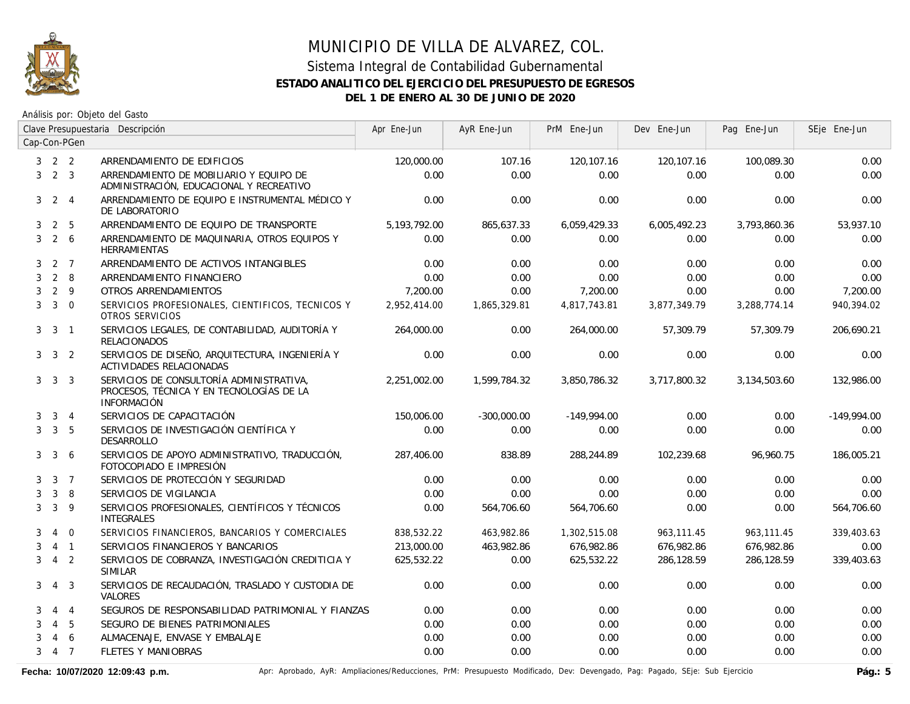# MUNICIPIO DE VILLA DE ALVAREZ, COL.

## Sistema Integral de Contabilidad Gubernamental

### ESTADO ANALITICO DEL EJERCICIO DEL PRESUPUESTO DE EGRESOS

### DEL 1 DE ENERO AL 30 DE JUNIO DE 2020

Análisis por: Objeto del Gasto

| Clave Presupuestaria Cap-Con-PGen | Descripción | Apr Ene-Jun | AyR Ene-Jun | PrM Ene-Jun | Dev Ene-Jun | Pag Ene-Jun | SEje Ene-Jun |
|---|---|---|---|---|---|---|---|
| 3 2 2 | ARRENDAMIENTO DE EDIFICIOS | 120,000.00 | 107.16 | 120,107.16 | 120,107.16 | 100,089.30 | 0.00 |
| 3 2 3 | ARRENDAMIENTO DE MOBILIARIO Y EQUIPO DE ADMINISTRACIÓN, EDUCACIONAL Y RECREATIVO | 0.00 | 0.00 | 0.00 | 0.00 | 0.00 | 0.00 |
| 3 2 4 | ARRENDAMIENTO DE EQUIPO E INSTRUMENTAL MÉDICO Y DE LABORATORIO | 0.00 | 0.00 | 0.00 | 0.00 | 0.00 | 0.00 |
| 3 2 5 | ARRENDAMIENTO DE EQUIPO DE TRANSPORTE | 5,193,792.00 | 865,637.33 | 6,059,429.33 | 6,005,492.23 | 3,793,860.36 | 53,937.10 |
| 3 2 6 | ARRENDAMIENTO DE MAQUINARIA, OTROS EQUIPOS Y HERRAMIENTAS | 0.00 | 0.00 | 0.00 | 0.00 | 0.00 | 0.00 |
| 3 2 7 | ARRENDAMIENTO DE ACTIVOS INTANGIBLES | 0.00 | 0.00 | 0.00 | 0.00 | 0.00 | 0.00 |
| 3 2 8 | ARRENDAMIENTO FINANCIERO | 0.00 | 0.00 | 0.00 | 0.00 | 0.00 | 0.00 |
| 3 2 9 | OTROS ARRENDAMIENTOS | 7,200.00 | 0.00 | 7,200.00 | 0.00 | 0.00 | 7,200.00 |
| 3 3 0 | SERVICIOS PROFESIONALES, CIENTIFICOS, TECNICOS Y OTROS SERVICIOS | 2,952,414.00 | 1,865,329.81 | 4,817,743.81 | 3,877,349.79 | 3,288,774.14 | 940,394.02 |
| 3 3 1 | SERVICIOS LEGALES, DE CONTABILIDAD, AUDITORÍA Y RELACIONADOS | 264,000.00 | 0.00 | 264,000.00 | 57,309.79 | 57,309.79 | 206,690.21 |
| 3 3 2 | SERVICIOS DE DISEÑO, ARQUITECTURA, INGENIERÍA Y ACTIVIDADES RELACIONADAS | 0.00 | 0.00 | 0.00 | 0.00 | 0.00 | 0.00 |
| 3 3 3 | SERVICIOS DE CONSULTORÍA ADMINISTRATIVA, PROCESOS, TÉCNICA Y EN TECNOLOGÍAS DE LA INFORMACIÓN | 2,251,002.00 | 1,599,784.32 | 3,850,786.32 | 3,717,800.32 | 3,134,503.60 | 132,986.00 |
| 3 3 4 | SERVICIOS DE CAPACITACIÓN | 150,006.00 | -300,000.00 | -149,994.00 | 0.00 | 0.00 | -149,994.00 |
| 3 3 5 | SERVICIOS DE INVESTIGACIÓN CIENTÍFICA Y DESARROLLO | 0.00 | 0.00 | 0.00 | 0.00 | 0.00 | 0.00 |
| 3 3 6 | SERVICIOS DE APOYO ADMINISTRATIVO, TRADUCCIÓN, FOTOCOPIADO E IMPRESIÓN | 287,406.00 | 838.89 | 288,244.89 | 102,239.68 | 96,960.75 | 186,005.21 |
| 3 3 7 | SERVICIOS DE PROTECCIÓN Y SEGURIDAD | 0.00 | 0.00 | 0.00 | 0.00 | 0.00 | 0.00 |
| 3 3 8 | SERVICIOS DE VIGILANCIA | 0.00 | 0.00 | 0.00 | 0.00 | 0.00 | 0.00 |
| 3 3 9 | SERVICIOS PROFESIONALES, CIENTÍFICOS Y TÉCNICOS INTEGRALES | 0.00 | 564,706.60 | 564,706.60 | 0.00 | 0.00 | 564,706.60 |
| 3 4 0 | SERVICIOS FINANCIEROS, BANCARIOS Y COMERCIALES | 838,532.22 | 463,982.86 | 1,302,515.08 | 963,111.45 | 963,111.45 | 339,403.63 |
| 3 4 1 | SERVICIOS FINANCIEROS Y BANCARIOS | 213,000.00 | 463,982.86 | 676,982.86 | 676,982.86 | 676,982.86 | 0.00 |
| 3 4 2 | SERVICIOS DE COBRANZA, INVESTIGACIÓN CREDITICIA Y SIMILAR | 625,532.22 | 0.00 | 625,532.22 | 286,128.59 | 286,128.59 | 339,403.63 |
| 3 4 3 | SERVICIOS DE RECAUDACIÓN, TRASLADO Y CUSTODIA DE VALORES | 0.00 | 0.00 | 0.00 | 0.00 | 0.00 | 0.00 |
| 3 4 4 | SEGUROS DE RESPONSABILIDAD PATRIMONIAL Y FIANZAS | 0.00 | 0.00 | 0.00 | 0.00 | 0.00 | 0.00 |
| 3 4 5 | SEGURO DE BIENES PATRIMONIALES | 0.00 | 0.00 | 0.00 | 0.00 | 0.00 | 0.00 |
| 3 4 6 | ALMACENAJE, ENVASE Y EMBALAJE | 0.00 | 0.00 | 0.00 | 0.00 | 0.00 | 0.00 |
| 3 4 7 | FLETES Y MANIOBRAS | 0.00 | 0.00 | 0.00 | 0.00 | 0.00 | 0.00 |

**Fecha: 10/07/2020 12:09:43 p.m.**

Apr: Aprobado, AyR: Ampliaciones/Reducciones, PrM: Presupuesto Modificado, Dev: Devengado, Pag: Pagado, SEje: Sub Ejercicio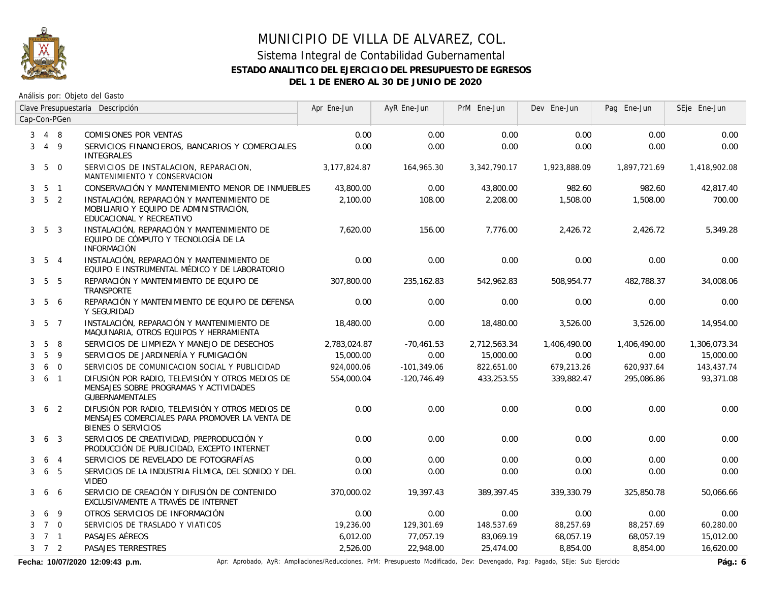# MUNICIPIO DE VILLA DE ALVAREZ, COL.

## Sistema Integral de Contabilidad Gubernamental

**ESTADO ANALITICO DEL EJERCICIO DEL PRESUPUESTO DE EGRESOS**

**DEL 1 DE ENERO AL 30 DE JUNIO DE 2020**

Análisis por: Objeto del Gasto

| Clave Presupuestaria Cap-Con-PGen | Descripción | Apr Ene-Jun | AyR Ene-Jun | PrM Ene-Jun | Dev Ene-Jun | Pag Ene-Jun | SEje Ene-Jun |
|---|---|---|---|---|---|---|---|
| 3 4 8 | COMISIONES POR VENTAS | 0.00 | 0.00 | 0.00 | 0.00 | 0.00 | 0.00 |
| 3 4 9 | SERVICIOS FINANCIEROS, BANCARIOS Y COMERCIALES INTEGRALES | 0.00 | 0.00 | 0.00 | 0.00 | 0.00 | 0.00 |
| 3 5 0 | SERVICIOS DE INSTALACION, REPARACION, MANTENIMIENTO Y CONSERVACION | 3,177,824.87 | 164,965.30 | 3,342,790.17 | 1,923,888.09 | 1,897,721.69 | 1,418,902.08 |
| 3 5 1 | CONSERVACIÓN Y MANTENIMIENTO MENOR DE INMUEBLES | 43,800.00 | 0.00 | 43,800.00 | 982.60 | 982.60 | 42,817.40 |
| 3 5 2 | INSTALACIÓN, REPARACIÓN Y MANTENIMIENTO DE MOBILIARIO Y EQUIPO DE ADMINISTRACIÓN, EDUCACIONAL Y RECREATIVO | 2,100.00 | 108.00 | 2,208.00 | 1,508.00 | 1,508.00 | 700.00 |
| 3 5 3 | INSTALACIÓN, REPARACIÓN Y MANTENIMIENTO DE EQUIPO DE CÓMPUTO Y TECNOLOGÍA DE LA INFORMACIÓN | 7,620.00 | 156.00 | 7,776.00 | 2,426.72 | 2,426.72 | 5,349.28 |
| 3 5 4 | INSTALACIÓN, REPARACIÓN Y MANTENIMIENTO DE EQUIPO E INSTRUMENTAL MÉDICO Y DE LABORATORIO | 0.00 | 0.00 | 0.00 | 0.00 | 0.00 | 0.00 |
| 3 5 5 | REPARACIÓN Y MANTENIMIENTO DE EQUIPO DE TRANSPORTE | 307,800.00 | 235,162.83 | 542,962.83 | 508,954.77 | 482,788.37 | 34,008.06 |
| 3 5 6 | REPARACIÓN Y MANTENIMIENTO DE EQUIPO DE DEFENSA Y SEGURIDAD | 0.00 | 0.00 | 0.00 | 0.00 | 0.00 | 0.00 |
| 3 5 7 | INSTALACIÓN, REPARACIÓN Y MANTENIMIENTO DE MAQUINARIA, OTROS EQUIPOS Y HERRAMIENTA | 18,480.00 | 0.00 | 18,480.00 | 3,526.00 | 3,526.00 | 14,954.00 |
| 3 5 8 | SERVICIOS DE LIMPIEZA Y MANEJO DE DESECHOS | 2,783,024.87 | -70,461.53 | 2,712,563.34 | 1,406,490.00 | 1,406,490.00 | 1,306,073.34 |
| 3 5 9 | SERVICIOS DE JARDINERÍA Y FUMIGACIÓN | 15,000.00 | 0.00 | 15,000.00 | 0.00 | 0.00 | 15,000.00 |
| 3 6 0 | SERVICIOS DE COMUNICACION SOCIAL Y PUBLICIDAD | 924,000.06 | -101,349.06 | 822,651.00 | 679,213.26 | 620,937.64 | 143,437.74 |
| 3 6 1 | DIFUSIÓN POR RADIO, TELEVISIÓN Y OTROS MEDIOS DE MENSAJES SOBRE PROGRAMAS Y ACTIVIDADES GUBERNAMENTALES | 554,000.04 | -120,746.49 | 433,253.55 | 339,882.47 | 295,086.86 | 93,371.08 |
| 3 6 2 | DIFUSIÓN POR RADIO, TELEVISIÓN Y OTROS MEDIOS DE MENSAJES COMERCIALES PARA PROMOVER LA VENTA DE BIENES O SERVICIOS | 0.00 | 0.00 | 0.00 | 0.00 | 0.00 | 0.00 |
| 3 6 3 | SERVICIOS DE CREATIVIDAD, PREPRODUCCIÓN Y PRODUCCIÓN DE PUBLICIDAD, EXCEPTO INTERNET | 0.00 | 0.00 | 0.00 | 0.00 | 0.00 | 0.00 |
| 3 6 4 | SERVICIOS DE REVELADO DE FOTOGRAFÍAS | 0.00 | 0.00 | 0.00 | 0.00 | 0.00 | 0.00 |
| 3 6 5 | SERVICIOS DE LA INDUSTRIA FÍLMICA, DEL SONIDO Y DEL VIDEO | 0.00 | 0.00 | 0.00 | 0.00 | 0.00 | 0.00 |
| 3 6 6 | SERVICIO DE CREACIÓN Y DIFUSIÓN DE CONTENIDO EXCLUSIVAMENTE A TRAVÉS DE INTERNET | 370,000.02 | 19,397.43 | 389,397.45 | 339,330.79 | 325,850.78 | 50,066.66 |
| 3 6 9 | OTROS SERVICIOS DE INFORMACIÓN | 0.00 | 0.00 | 0.00 | 0.00 | 0.00 | 0.00 |
| 3 7 0 | SERVICIOS DE TRASLADO Y VIATICOS | 19,236.00 | 129,301.69 | 148,537.69 | 88,257.69 | 88,257.69 | 60,280.00 |
| 3 7 1 | PASAJES AÉREOS | 6,012.00 | 77,057.19 | 83,069.19 | 68,057.19 | 68,057.19 | 15,012.00 |
| 3 7 2 | PASAJES TERRESTRES | 2,526.00 | 22,948.00 | 25,474.00 | 8,854.00 | 8,854.00 | 16,620.00 |

**Fecha: 10/07/2020 12:09:43 p.m.**

Apr: Aprobado, AyR: Ampliaciones/Reducciones, PrM: Presupuesto Modificado, Dev: Devengado, Pag: Pagado, SEje: Sub Ejercicio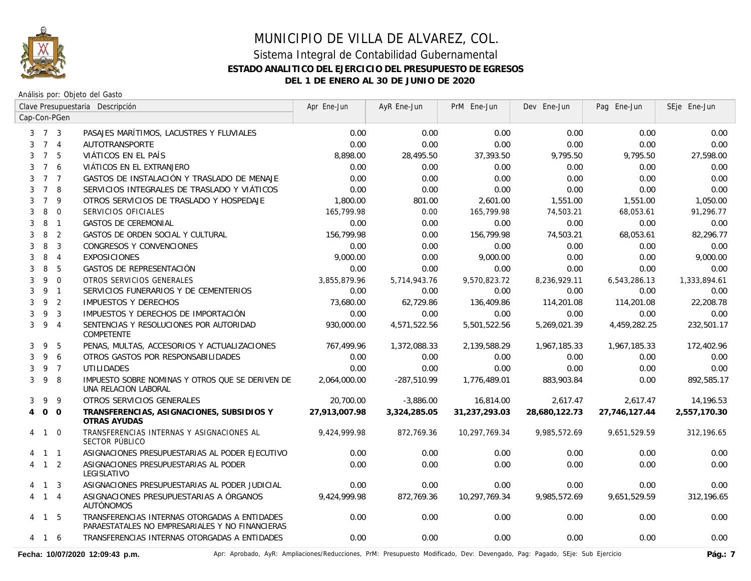# MUNICIPIO DE VILLA DE ALVAREZ, COL.

## Sistema Integral de Contabilidad Gubernamental

### ESTADO ANALITICO DEL EJERCICIO DEL PRESUPUESTO DE EGRESOS

### DEL 1 DE ENERO AL 30 DE JUNIO DE 2020

Análisis por: Objeto del Gasto

| Clave Presupuestaria Cap-Con-PGen | Descripción | Apr Ene-Jun | AyR Ene-Jun | PrM Ene-Jun | Dev Ene-Jun | Pag Ene-Jun | SEje Ene-Jun |
|---|---|---|---|---|---|---|---|
| 3 7 3 | PASAJES MARÍTIMOS, LACUSTRES Y FLUVIALES | 0.00 | 0.00 | 0.00 | 0.00 | 0.00 | 0.00 |
| 3 7 4 | AUTOTRANSPORTE | 0.00 | 0.00 | 0.00 | 0.00 | 0.00 | 0.00 |
| 3 7 5 | VIÁTICOS EN EL PAÍS | 8,898.00 | 28,495.50 | 37,393.50 | 9,795.50 | 9,795.50 | 27,598.00 |
| 3 7 6 | VIÁTICOS EN EL EXTRANJERO | 0.00 | 0.00 | 0.00 | 0.00 | 0.00 | 0.00 |
| 3 7 7 | GASTOS DE INSTALACIÓN Y TRASLADO DE MENAJE | 0.00 | 0.00 | 0.00 | 0.00 | 0.00 | 0.00 |
| 3 7 8 | SERVICIOS INTEGRALES DE TRASLADO Y VIÁTICOS | 0.00 | 0.00 | 0.00 | 0.00 | 0.00 | 0.00 |
| 3 7 9 | OTROS SERVICIOS DE TRASLADO Y HOSPEDAJE | 1,800.00 | 801.00 | 2,601.00 | 1,551.00 | 1,551.00 | 1,050.00 |
| 3 8 0 | SERVICIOS OFICIALES | 165,799.98 | 0.00 | 165,799.98 | 74,503.21 | 68,053.61 | 91,296.77 |
| 3 8 1 | GASTOS DE CEREMONIAL | 0.00 | 0.00 | 0.00 | 0.00 | 0.00 | 0.00 |
| 3 8 2 | GASTOS DE ORDEN SOCIAL Y CULTURAL | 156,799.98 | 0.00 | 156,799.98 | 74,503.21 | 68,053.61 | 82,296.77 |
| 3 8 3 | CONGRESOS Y CONVENCIONES | 0.00 | 0.00 | 0.00 | 0.00 | 0.00 | 0.00 |
| 3 8 4 | EXPOSICIONES | 9,000.00 | 0.00 | 9,000.00 | 0.00 | 0.00 | 9,000.00 |
| 3 8 5 | GASTOS DE REPRESENTACIÓN | 0.00 | 0.00 | 0.00 | 0.00 | 0.00 | 0.00 |
| 3 9 0 | OTROS SERVICIOS GENERALES | 3,855,879.96 | 5,714,943.76 | 9,570,823.72 | 8,236,929.11 | 6,543,286.13 | 1,333,894.61 |
| 3 9 1 | SERVICIOS FUNERARIOS Y DE CEMENTERIOS | 0.00 | 0.00 | 0.00 | 0.00 | 0.00 | 0.00 |
| 3 9 2 | IMPUESTOS Y DERECHOS | 73,680.00 | 62,729.86 | 136,409.86 | 114,201.08 | 114,201.08 | 22,208.78 |
| 3 9 3 | IMPUESTOS Y DERECHOS DE IMPORTACIÓN | 0.00 | 0.00 | 0.00 | 0.00 | 0.00 | 0.00 |
| 3 9 4 | SENTENCIAS Y RESOLUCIONES POR AUTORIDAD COMPETENTE | 930,000.00 | 4,571,522.56 | 5,501,522.56 | 5,269,021.39 | 4,459,282.25 | 232,501.17 |
| 3 9 5 | PENAS, MULTAS, ACCESORIOS Y ACTUALIZACIONES | 767,499.96 | 1,372,088.33 | 2,139,588.29 | 1,967,185.33 | 1,967,185.33 | 172,402.96 |
| 3 9 6 | OTROS GASTOS POR RESPONSABILIDADES | 0.00 | 0.00 | 0.00 | 0.00 | 0.00 | 0.00 |
| 3 9 7 | UTILIDADES | 0.00 | 0.00 | 0.00 | 0.00 | 0.00 | 0.00 |
| 3 9 8 | IMPUESTO SOBRE NOMINAS Y OTROS QUE SE DERIVEN DE UNA RELACION LABORAL | 2,064,000.00 | -287,510.99 | 1,776,489.01 | 883,903.84 | 0.00 | 892,585.17 |
| 3 9 9 | OTROS SERVICIOS GENERALES | 20,700.00 | -3,886.00 | 16,814.00 | 2,617.47 | 2,617.47 | 14,196.53 |
| **4 0 0** | **TRANSFERENCIAS, ASIGNACIONES, SUBSIDIOS Y OTRAS AYUDAS** | **27,913,007.98** | **3,324,285.05** | **31,237,293.03** | **28,680,122.73** | **27,746,127.44** | **2,557,170.30** |
| 4 1 0 | TRANSFERENCIAS INTERNAS Y ASIGNACIONES AL SECTOR PÚBLICO | 9,424,999.98 | 872,769.36 | 10,297,769.34 | 9,985,572.69 | 9,651,529.59 | 312,196.65 |
| 4 1 1 | ASIGNACIONES PRESUPUESTARIAS AL PODER EJECUTIVO | 0.00 | 0.00 | 0.00 | 0.00 | 0.00 | 0.00 |
| 4 1 2 | ASIGNACIONES PRESUPUESTARIAS AL PODER LEGISLATIVO | 0.00 | 0.00 | 0.00 | 0.00 | 0.00 | 0.00 |
| 4 1 3 | ASIGNACIONES PRESUPUESTARIAS AL PODER JUDICIAL | 0.00 | 0.00 | 0.00 | 0.00 | 0.00 | 0.00 |
| 4 1 4 | ASIGNACIONES PRESUPUESTARIAS A ÓRGANOS AUTÓNOMOS | 9,424,999.98 | 872,769.36 | 10,297,769.34 | 9,985,572.69 | 9,651,529.59 | 312,196.65 |
| 4 1 5 | TRANSFERENCIAS INTERNAS OTORGADAS A ENTIDADES PARAESTATALES NO EMPRESARIALES Y NO FINANCIERAS | 0.00 | 0.00 | 0.00 | 0.00 | 0.00 | 0.00 |
| 4 1 6 | TRANSFERENCIAS INTERNAS OTORGADAS A ENTIDADES | 0.00 | 0.00 | 0.00 | 0.00 | 0.00 | 0.00 |

Fecha: 10/07/2020 12:09:43 p.m.

Apr: Aprobado, AyR: Ampliaciones/Reducciones, PrM: Presupuesto Modificado, Dev: Devengado, Pag: Pagado, SEje: Sub Ejercicio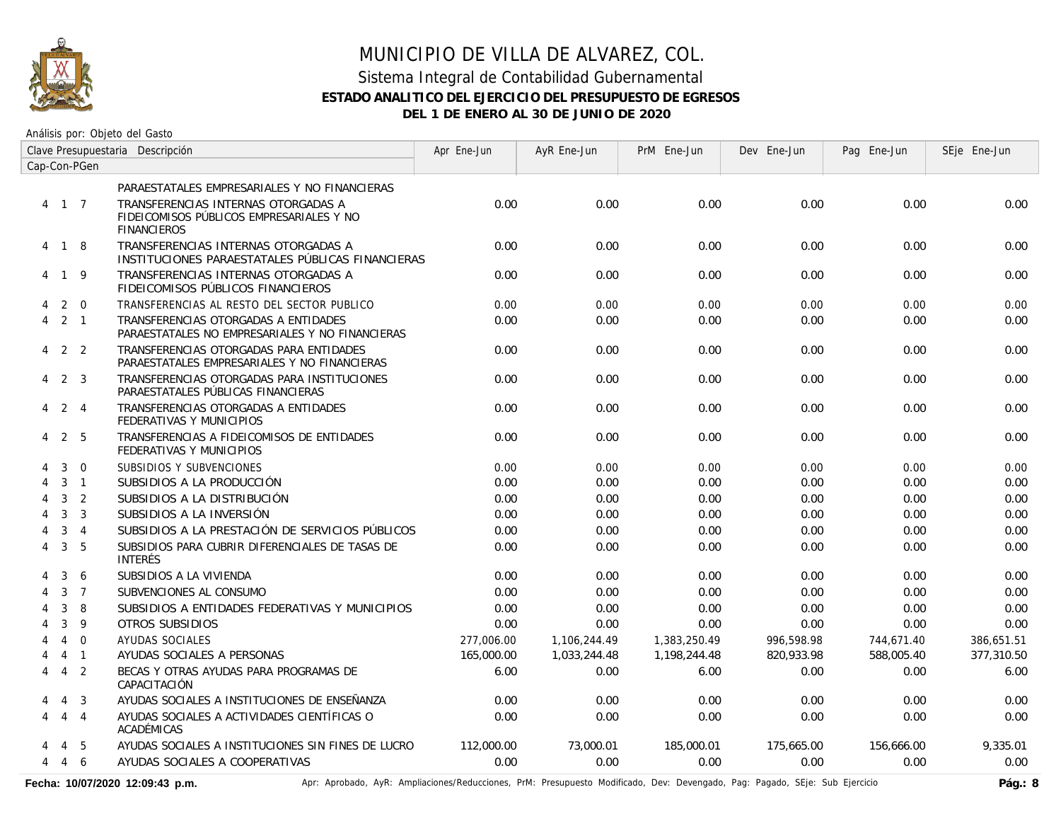# MUNICIPIO DE VILLA DE ALVAREZ, COL.

## Sistema Integral de Contabilidad Gubernamental

### ESTADO ANALITICO DEL EJERCICIO DEL PRESUPUESTO DE EGRESOS

### DEL 1 DE ENERO AL 30 DE JUNIO DE 2020

Análisis por: Objeto del Gasto

| Clave Presupuestaria Cap-Con-PGen | Descripción | Apr Ene-Jun | AyR Ene-Jun | PrM Ene-Jun | Dev Ene-Jun | Pag Ene-Jun | SEje Ene-Jun |
|---|---|---|---|---|---|---|---|
| | PARAESTATALES EMPRESARIALES Y NO FINANCIERAS | | | | | | |
| 4 1 7 | TRANSFERENCIAS INTERNAS OTORGADAS A FIDEICOMISOS PÚBLICOS EMPRESARIALES Y NO FINANCIEROS | 0.00 | 0.00 | 0.00 | 0.00 | 0.00 | 0.00 |
| 4 1 8 | TRANSFERENCIAS INTERNAS OTORGADAS A INSTITUCIONES PARAESTATALES PÚBLICAS FINANCIERAS | 0.00 | 0.00 | 0.00 | 0.00 | 0.00 | 0.00 |
| 4 1 9 | TRANSFERENCIAS INTERNAS OTORGADAS A FIDEICOMISOS PÚBLICOS FINANCIEROS | 0.00 | 0.00 | 0.00 | 0.00 | 0.00 | 0.00 |
| 4 2 0 | TRANSFERENCIAS AL RESTO DEL SECTOR PUBLICO | 0.00 | 0.00 | 0.00 | 0.00 | 0.00 | 0.00 |
| 4 2 1 | TRANSFERENCIAS OTORGADAS A ENTIDADES PARAESTATALES NO EMPRESARIALES Y NO FINANCIERAS | 0.00 | 0.00 | 0.00 | 0.00 | 0.00 | 0.00 |
| 4 2 2 | TRANSFERENCIAS OTORGADAS PARA ENTIDADES PARAESTATALES EMPRESARIALES Y NO FINANCIERAS | 0.00 | 0.00 | 0.00 | 0.00 | 0.00 | 0.00 |
| 4 2 3 | TRANSFERENCIAS OTORGADAS PARA INSTITUCIONES PARAESTATALES PÚBLICAS FINANCIERAS | 0.00 | 0.00 | 0.00 | 0.00 | 0.00 | 0.00 |
| 4 2 4 | TRANSFERENCIAS OTORGADAS A ENTIDADES FEDERATIVAS Y MUNICIPIOS | 0.00 | 0.00 | 0.00 | 0.00 | 0.00 | 0.00 |
| 4 2 5 | TRANSFERENCIAS A FIDEICOMISOS DE ENTIDADES FEDERATIVAS Y MUNICIPIOS | 0.00 | 0.00 | 0.00 | 0.00 | 0.00 | 0.00 |
| 4 3 0 | SUBSIDIOS Y SUBVENCIONES | 0.00 | 0.00 | 0.00 | 0.00 | 0.00 | 0.00 |
| 4 3 1 | SUBSIDIOS A LA PRODUCCIÓN | 0.00 | 0.00 | 0.00 | 0.00 | 0.00 | 0.00 |
| 4 3 2 | SUBSIDIOS A LA DISTRIBUCIÓN | 0.00 | 0.00 | 0.00 | 0.00 | 0.00 | 0.00 |
| 4 3 3 | SUBSIDIOS A LA INVERSIÓN | 0.00 | 0.00 | 0.00 | 0.00 | 0.00 | 0.00 |
| 4 3 4 | SUBSIDIOS A LA PRESTACIÓN DE SERVICIOS PÚBLICOS | 0.00 | 0.00 | 0.00 | 0.00 | 0.00 | 0.00 |
| 4 3 5 | SUBSIDIOS PARA CUBRIR DIFERENCIALES DE TASAS DE INTERÉS | 0.00 | 0.00 | 0.00 | 0.00 | 0.00 | 0.00 |
| 4 3 6 | SUBSIDIOS A LA VIVIENDA | 0.00 | 0.00 | 0.00 | 0.00 | 0.00 | 0.00 |
| 4 3 7 | SUBVENCIONES AL CONSUMO | 0.00 | 0.00 | 0.00 | 0.00 | 0.00 | 0.00 |
| 4 3 8 | SUBSIDIOS A ENTIDADES FEDERATIVAS Y MUNICIPIOS | 0.00 | 0.00 | 0.00 | 0.00 | 0.00 | 0.00 |
| 4 3 9 | OTROS SUBSIDIOS | 0.00 | 0.00 | 0.00 | 0.00 | 0.00 | 0.00 |
| 4 4 0 | AYUDAS SOCIALES | 277,006.00 | 1,106,244.49 | 1,383,250.49 | 996,598.98 | 744,671.40 | 386,651.51 |
| 4 4 1 | AYUDAS SOCIALES A PERSONAS | 165,000.00 | 1,033,244.48 | 1,198,244.48 | 820,933.98 | 588,005.40 | 377,310.50 |
| 4 4 2 | BECAS Y OTRAS AYUDAS PARA PROGRAMAS DE CAPACITACIÓN | 6.00 | 0.00 | 6.00 | 0.00 | 0.00 | 6.00 |
| 4 4 3 | AYUDAS SOCIALES A INSTITUCIONES DE ENSEÑANZA | 0.00 | 0.00 | 0.00 | 0.00 | 0.00 | 0.00 |
| 4 4 4 | AYUDAS SOCIALES A ACTIVIDADES CIENTÍFICAS O ACADÉMICAS | 0.00 | 0.00 | 0.00 | 0.00 | 0.00 | 0.00 |
| 4 4 5 | AYUDAS SOCIALES A INSTITUCIONES SIN FINES DE LUCRO | 112,000.00 | 73,000.01 | 185,000.01 | 175,665.00 | 156,666.00 | 9,335.01 |
| 4 4 6 | AYUDAS SOCIALES A COOPERATIVAS | 0.00 | 0.00 | 0.00 | 0.00 | 0.00 | 0.00 |

**Fecha: 10/07/2020 12:09:43 p.m.**

Apr: Aprobado, AyR: Ampliaciones/Reducciones, PrM: Presupuesto Modificado, Dev: Devengado, Pag: Pagado, SEje: Sub Ejercicio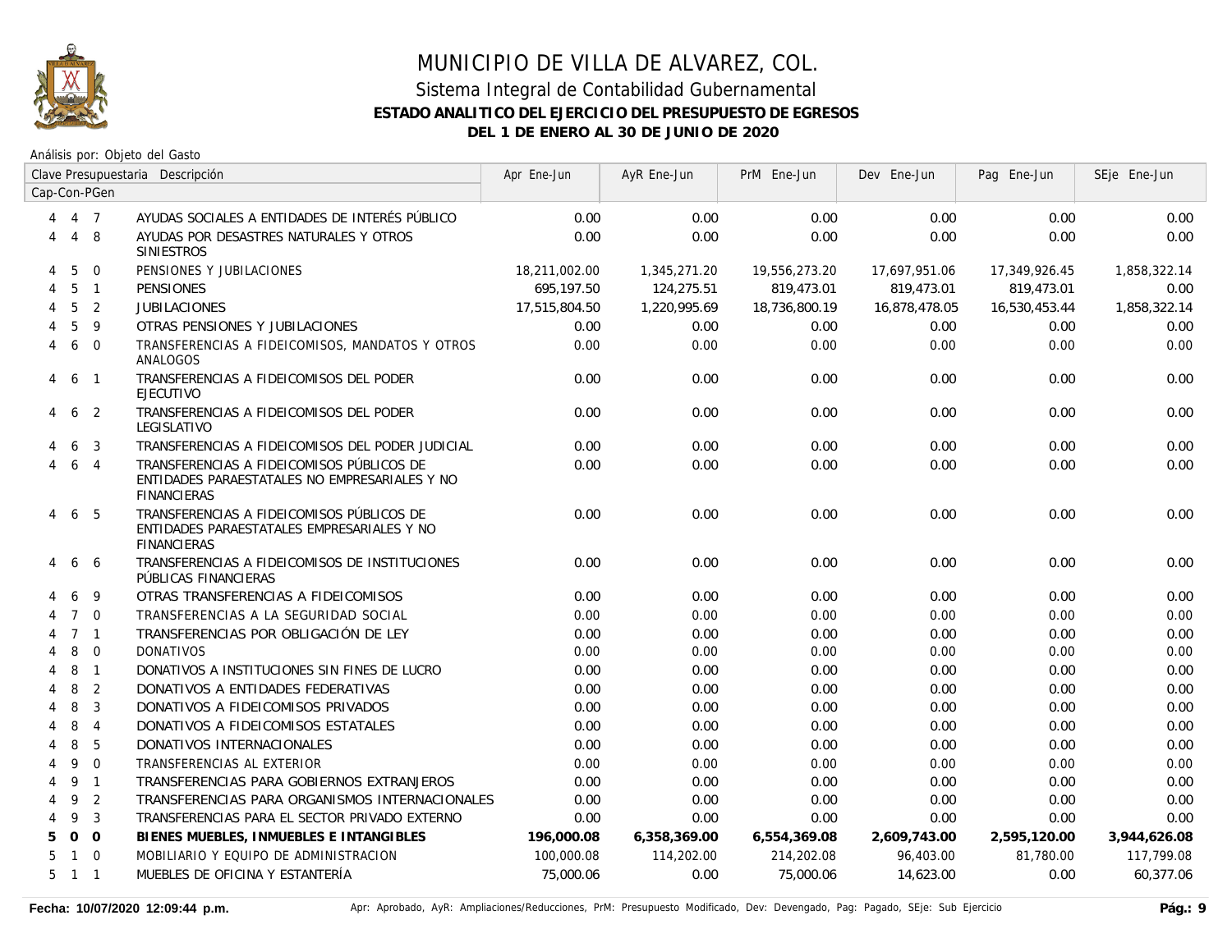# MUNICIPIO DE VILLA DE ALVAREZ, COL.

## Sistema Integral de Contabilidad Gubernamental

### ESTADO ANALITICO DEL EJERCICIO DEL PRESUPUESTO DE EGRESOS

### DEL 1 DE ENERO AL 30 DE JUNIO DE 2020

Análisis por: Objeto del Gasto

| Clave Presupuestaria Cap-Con-PGen | Descripción | Apr Ene-Jun | AyR Ene-Jun | PrM Ene-Jun | Dev Ene-Jun | Pag Ene-Jun | SEje Ene-Jun |
|---|---|---|---|---|---|---|---|
| 4 4 7 | AYUDAS SOCIALES A ENTIDADES DE INTERÉS PÚBLICO | 0.00 | 0.00 | 0.00 | 0.00 | 0.00 | 0.00 |
| 4 4 8 | AYUDAS POR DESASTRES NATURALES Y OTROS SINIESTROS | 0.00 | 0.00 | 0.00 | 0.00 | 0.00 | 0.00 |
| 4 5 0 | PENSIONES Y JUBILACIONES | 18,211,002.00 | 1,345,271.20 | 19,556,273.20 | 17,697,951.06 | 17,349,926.45 | 1,858,322.14 |
| 4 5 1 | PENSIONES | 695,197.50 | 124,275.51 | 819,473.01 | 819,473.01 | 819,473.01 | 0.00 |
| 4 5 2 | JUBILACIONES | 17,515,804.50 | 1,220,995.69 | 18,736,800.19 | 16,878,478.05 | 16,530,453.44 | 1,858,322.14 |
| 4 5 9 | OTRAS PENSIONES Y JUBILACIONES | 0.00 | 0.00 | 0.00 | 0.00 | 0.00 | 0.00 |
| 4 6 0 | TRANSFERENCIAS A FIDEICOMISOS, MANDATOS Y OTROS ANALOGOS | 0.00 | 0.00 | 0.00 | 0.00 | 0.00 | 0.00 |
| 4 6 1 | TRANSFERENCIAS A FIDEICOMISOS DEL PODER EJECUTIVO | 0.00 | 0.00 | 0.00 | 0.00 | 0.00 | 0.00 |
| 4 6 2 | TRANSFERENCIAS A FIDEICOMISOS DEL PODER LEGISLATIVO | 0.00 | 0.00 | 0.00 | 0.00 | 0.00 | 0.00 |
| 4 6 3 | TRANSFERENCIAS A FIDEICOMISOS DEL PODER JUDICIAL | 0.00 | 0.00 | 0.00 | 0.00 | 0.00 | 0.00 |
| 4 6 4 | TRANSFERENCIAS A FIDEICOMISOS PÚBLICOS DE ENTIDADES PARAESTATALES NO EMPRESARIALES Y NO FINANCIERAS | 0.00 | 0.00 | 0.00 | 0.00 | 0.00 | 0.00 |
| 4 6 5 | TRANSFERENCIAS A FIDEICOMISOS PÚBLICOS DE ENTIDADES PARAESTATALES EMPRESARIALES Y NO FINANCIERAS | 0.00 | 0.00 | 0.00 | 0.00 | 0.00 | 0.00 |
| 4 6 6 | TRANSFERENCIAS A FIDEICOMISOS DE INSTITUCIONES PÚBLICAS FINANCIERAS | 0.00 | 0.00 | 0.00 | 0.00 | 0.00 | 0.00 |
| 4 6 9 | OTRAS TRANSFERENCIAS A FIDEICOMISOS | 0.00 | 0.00 | 0.00 | 0.00 | 0.00 | 0.00 |
| 4 7 0 | TRANSFERENCIAS A LA SEGURIDAD SOCIAL | 0.00 | 0.00 | 0.00 | 0.00 | 0.00 | 0.00 |
| 4 7 1 | TRANSFERENCIAS POR OBLIGACIÓN DE LEY | 0.00 | 0.00 | 0.00 | 0.00 | 0.00 | 0.00 |
| 4 8 0 | DONATIVOS | 0.00 | 0.00 | 0.00 | 0.00 | 0.00 | 0.00 |
| 4 8 1 | DONATIVOS A INSTITUCIONES SIN FINES DE LUCRO | 0.00 | 0.00 | 0.00 | 0.00 | 0.00 | 0.00 |
| 4 8 2 | DONATIVOS A ENTIDADES FEDERATIVAS | 0.00 | 0.00 | 0.00 | 0.00 | 0.00 | 0.00 |
| 4 8 3 | DONATIVOS A FIDEICOMISOS PRIVADOS | 0.00 | 0.00 | 0.00 | 0.00 | 0.00 | 0.00 |
| 4 8 4 | DONATIVOS A FIDEICOMISOS ESTATALES | 0.00 | 0.00 | 0.00 | 0.00 | 0.00 | 0.00 |
| 4 8 5 | DONATIVOS INTERNACIONALES | 0.00 | 0.00 | 0.00 | 0.00 | 0.00 | 0.00 |
| 4 9 0 | TRANSFERENCIAS AL EXTERIOR | 0.00 | 0.00 | 0.00 | 0.00 | 0.00 | 0.00 |
| 4 9 1 | TRANSFERENCIAS PARA GOBIERNOS EXTRANJEROS | 0.00 | 0.00 | 0.00 | 0.00 | 0.00 | 0.00 |
| 4 9 2 | TRANSFERENCIAS PARA ORGANISMOS INTERNACIONALES | 0.00 | 0.00 | 0.00 | 0.00 | 0.00 | 0.00 |
| 4 9 3 | TRANSFERENCIAS PARA EL SECTOR PRIVADO EXTERNO | 0.00 | 0.00 | 0.00 | 0.00 | 0.00 | 0.00 |
| **5 0 0** | **BIENES MUEBLES, INMUEBLES E INTANGIBLES** | **196,000.08** | **6,358,369.00** | **6,554,369.08** | **2,609,743.00** | **2,595,120.00** | **3,944,626.08** |
| 5 1 0 | MOBILIARIO Y EQUIPO DE ADMINISTRACION | 100,000.08 | 114,202.00 | 214,202.08 | 96,403.00 | 81,780.00 | 117,799.08 |
| 5 1 1 | MUEBLES DE OFICINA Y ESTANTERÍA | 75,000.06 | 0.00 | 75,000.06 | 14,623.00 | 0.00 | 60,377.06 |

Fecha: 10/07/2020 12:09:44 p.m. — Apr: Aprobado, AyR: Ampliaciones/Reducciones, PrM: Presupuesto Modificado, Dev: Devengado, Pag: Pagado, SEje: Sub Ejercicio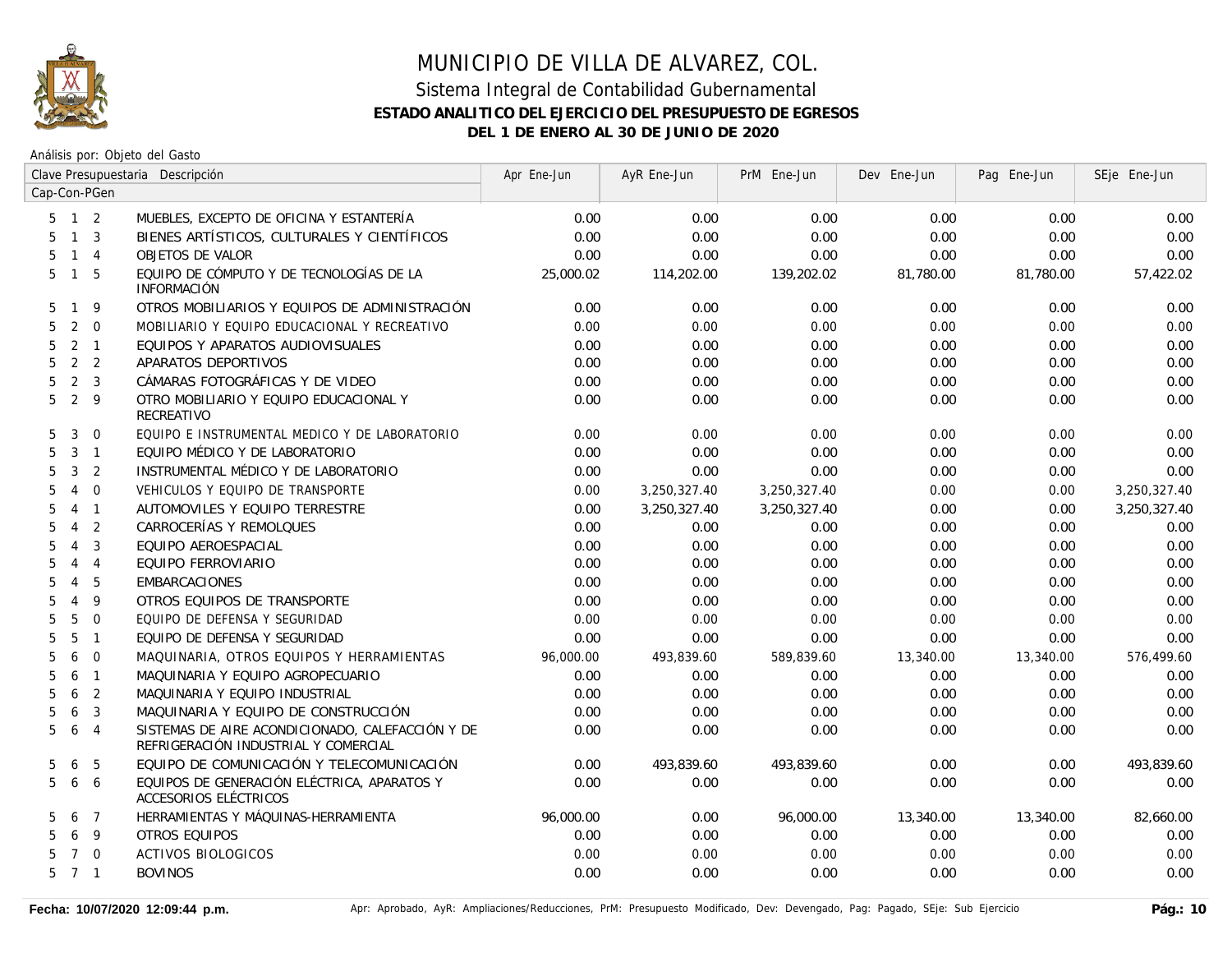# MUNICIPIO DE VILLA DE ALVAREZ, COL.

## Sistema Integral de Contabilidad Gubernamental

### ESTADO ANALITICO DEL EJERCICIO DEL PRESUPUESTO DE EGRESOS

### DEL 1 DE ENERO AL 30 DE JUNIO DE 2020

Análisis por: Objeto del Gasto

| Clave Presupuestaria Cap-Con-PGen | Descripción | Apr Ene-Jun | AyR Ene-Jun | PrM Ene-Jun | Dev Ene-Jun | Pag Ene-Jun | SEje Ene-Jun |
|---|---|---|---|---|---|---|---|
| 5 1 2 | MUEBLES, EXCEPTO DE OFICINA Y ESTANTERÍA | 0.00 | 0.00 | 0.00 | 0.00 | 0.00 | 0.00 |
| 5 1 3 | BIENES ARTÍSTICOS, CULTURALES Y CIENTÍFICOS | 0.00 | 0.00 | 0.00 | 0.00 | 0.00 | 0.00 |
| 5 1 4 | OBJETOS DE VALOR | 0.00 | 0.00 | 0.00 | 0.00 | 0.00 | 0.00 |
| 5 1 5 | EQUIPO DE CÓMPUTO Y DE TECNOLOGÍAS DE LA INFORMACIÓN | 25,000.02 | 114,202.00 | 139,202.02 | 81,780.00 | 81,780.00 | 57,422.02 |
| 5 1 9 | OTROS MOBILIARIOS Y EQUIPOS DE ADMINISTRACIÓN | 0.00 | 0.00 | 0.00 | 0.00 | 0.00 | 0.00 |
| 5 2 0 | MOBILIARIO Y EQUIPO EDUCACIONAL Y RECREATIVO | 0.00 | 0.00 | 0.00 | 0.00 | 0.00 | 0.00 |
| 5 2 1 | EQUIPOS Y APARATOS AUDIOVISUALES | 0.00 | 0.00 | 0.00 | 0.00 | 0.00 | 0.00 |
| 5 2 2 | APARATOS DEPORTIVOS | 0.00 | 0.00 | 0.00 | 0.00 | 0.00 | 0.00 |
| 5 2 3 | CÁMARAS FOTOGRÁFICAS Y DE VIDEO | 0.00 | 0.00 | 0.00 | 0.00 | 0.00 | 0.00 |
| 5 2 9 | OTRO MOBILIARIO Y EQUIPO EDUCACIONAL Y RECREATIVO | 0.00 | 0.00 | 0.00 | 0.00 | 0.00 | 0.00 |
| 5 3 0 | EQUIPO E INSTRUMENTAL MEDICO Y DE LABORATORIO | 0.00 | 0.00 | 0.00 | 0.00 | 0.00 | 0.00 |
| 5 3 1 | EQUIPO MÉDICO Y DE LABORATORIO | 0.00 | 0.00 | 0.00 | 0.00 | 0.00 | 0.00 |
| 5 3 2 | INSTRUMENTAL MÉDICO Y DE LABORATORIO | 0.00 | 0.00 | 0.00 | 0.00 | 0.00 | 0.00 |
| 5 4 0 | VEHICULOS Y EQUIPO DE TRANSPORTE | 0.00 | 3,250,327.40 | 3,250,327.40 | 0.00 | 0.00 | 3,250,327.40 |
| 5 4 1 | AUTOMOVILES Y EQUIPO TERRESTRE | 0.00 | 3,250,327.40 | 3,250,327.40 | 0.00 | 0.00 | 3,250,327.40 |
| 5 4 2 | CARROCERÍAS Y REMOLQUES | 0.00 | 0.00 | 0.00 | 0.00 | 0.00 | 0.00 |
| 5 4 3 | EQUIPO AEROESPACIAL | 0.00 | 0.00 | 0.00 | 0.00 | 0.00 | 0.00 |
| 5 4 4 | EQUIPO FERROVIARIO | 0.00 | 0.00 | 0.00 | 0.00 | 0.00 | 0.00 |
| 5 4 5 | EMBARCACIONES | 0.00 | 0.00 | 0.00 | 0.00 | 0.00 | 0.00 |
| 5 4 9 | OTROS EQUIPOS DE TRANSPORTE | 0.00 | 0.00 | 0.00 | 0.00 | 0.00 | 0.00 |
| 5 5 0 | EQUIPO DE DEFENSA Y SEGURIDAD | 0.00 | 0.00 | 0.00 | 0.00 | 0.00 | 0.00 |
| 5 5 1 | EQUIPO DE DEFENSA Y SEGURIDAD | 0.00 | 0.00 | 0.00 | 0.00 | 0.00 | 0.00 |
| 5 6 0 | MAQUINARIA, OTROS EQUIPOS Y HERRAMIENTAS | 96,000.00 | 493,839.60 | 589,839.60 | 13,340.00 | 13,340.00 | 576,499.60 |
| 5 6 1 | MAQUINARIA Y EQUIPO AGROPECUARIO | 0.00 | 0.00 | 0.00 | 0.00 | 0.00 | 0.00 |
| 5 6 2 | MAQUINARIA Y EQUIPO INDUSTRIAL | 0.00 | 0.00 | 0.00 | 0.00 | 0.00 | 0.00 |
| 5 6 3 | MAQUINARIA Y EQUIPO DE CONSTRUCCIÓN | 0.00 | 0.00 | 0.00 | 0.00 | 0.00 | 0.00 |
| 5 6 4 | SISTEMAS DE AIRE ACONDICIONADO, CALEFACCIÓN Y DE REFRIGERACIÓN INDUSTRIAL Y COMERCIAL | 0.00 | 0.00 | 0.00 | 0.00 | 0.00 | 0.00 |
| 5 6 5 | EQUIPO DE COMUNICACIÓN Y TELECOMUNICACIÓN | 0.00 | 493,839.60 | 493,839.60 | 0.00 | 0.00 | 493,839.60 |
| 5 6 6 | EQUIPOS DE GENERACIÓN ELÉCTRICA, APARATOS Y ACCESORIOS ELÉCTRICOS | 0.00 | 0.00 | 0.00 | 0.00 | 0.00 | 0.00 |
| 5 6 7 | HERRAMIENTAS Y MÁQUINAS-HERRAMIENTA | 96,000.00 | 0.00 | 96,000.00 | 13,340.00 | 13,340.00 | 82,660.00 |
| 5 6 9 | OTROS EQUIPOS | 0.00 | 0.00 | 0.00 | 0.00 | 0.00 | 0.00 |
| 5 7 0 | ACTIVOS BIOLOGICOS | 0.00 | 0.00 | 0.00 | 0.00 | 0.00 | 0.00 |
| 5 7 1 | BOVINOS | 0.00 | 0.00 | 0.00 | 0.00 | 0.00 | 0.00 |

Fecha: 10/07/2020 12:09:44 p.m. — Apr: Aprobado, AyR: Ampliaciones/Reducciones, PrM: Presupuesto Modificado, Dev: Devengado, Pag: Pagado, SEje: Sub Ejercicio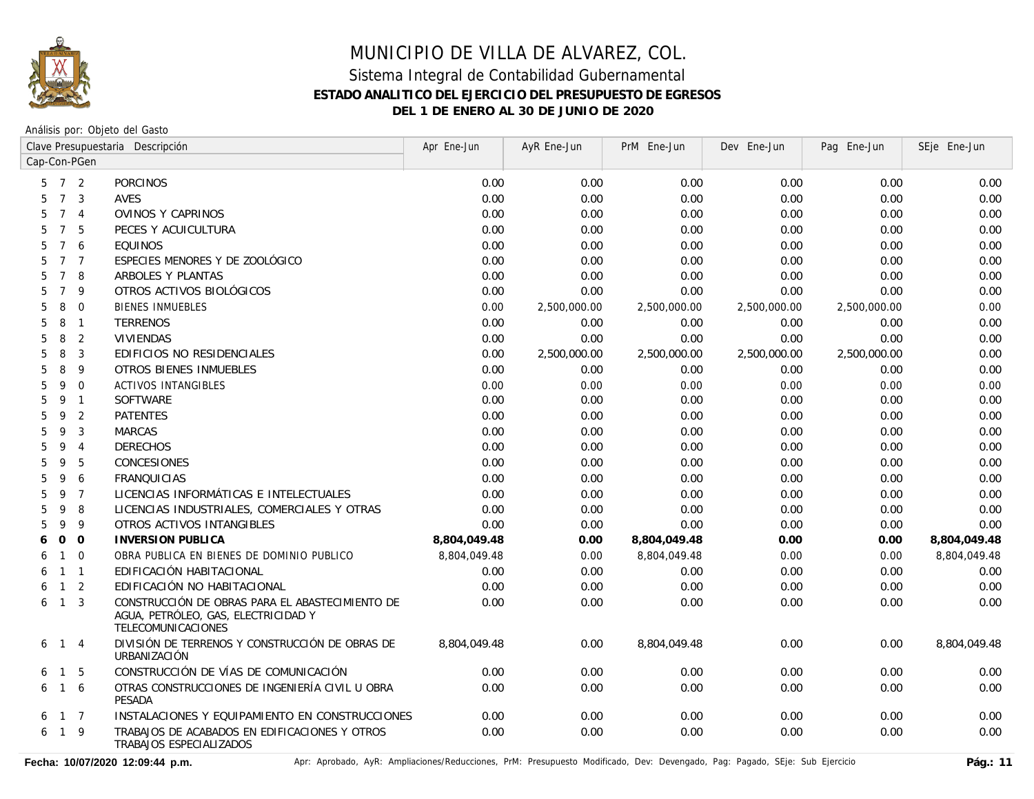# MUNICIPIO DE VILLA DE ALVAREZ, COL.

## Sistema Integral de Contabilidad Gubernamental

### ESTADO ANALITICO DEL EJERCICIO DEL PRESUPUESTO DE EGRESOS

### DEL 1 DE ENERO AL 30 DE JUNIO DE 2020

Análisis por: Objeto del Gasto

| Clave Presupuestaria Cap-Con-PGen | Descripción | Apr Ene-Jun | AyR Ene-Jun | PrM Ene-Jun | Dev Ene-Jun | Pag Ene-Jun | SEje Ene-Jun |
|---|---|---|---|---|---|---|---|
| 5 7 2 | PORCINOS | 0.00 | 0.00 | 0.00 | 0.00 | 0.00 | 0.00 |
| 5 7 3 | AVES | 0.00 | 0.00 | 0.00 | 0.00 | 0.00 | 0.00 |
| 5 7 4 | OVINOS Y CAPRINOS | 0.00 | 0.00 | 0.00 | 0.00 | 0.00 | 0.00 |
| 5 7 5 | PECES Y ACUICULTURA | 0.00 | 0.00 | 0.00 | 0.00 | 0.00 | 0.00 |
| 5 7 6 | EQUINOS | 0.00 | 0.00 | 0.00 | 0.00 | 0.00 | 0.00 |
| 5 7 7 | ESPECIES MENORES Y DE ZOOLÓGICO | 0.00 | 0.00 | 0.00 | 0.00 | 0.00 | 0.00 |
| 5 7 8 | ARBOLES Y PLANTAS | 0.00 | 0.00 | 0.00 | 0.00 | 0.00 | 0.00 |
| 5 7 9 | OTROS ACTIVOS BIOLÓGICOS | 0.00 | 0.00 | 0.00 | 0.00 | 0.00 | 0.00 |
| 5 8 0 | BIENES INMUEBLES | 0.00 | 2,500,000.00 | 2,500,000.00 | 2,500,000.00 | 2,500,000.00 | 0.00 |
| 5 8 1 | TERRENOS | 0.00 | 0.00 | 0.00 | 0.00 | 0.00 | 0.00 |
| 5 8 2 | VIVIENDAS | 0.00 | 0.00 | 0.00 | 0.00 | 0.00 | 0.00 |
| 5 8 3 | EDIFICIOS NO RESIDENCIALES | 0.00 | 2,500,000.00 | 2,500,000.00 | 2,500,000.00 | 2,500,000.00 | 0.00 |
| 5 8 9 | OTROS BIENES INMUEBLES | 0.00 | 0.00 | 0.00 | 0.00 | 0.00 | 0.00 |
| 5 9 0 | ACTIVOS INTANGIBLES | 0.00 | 0.00 | 0.00 | 0.00 | 0.00 | 0.00 |
| 5 9 1 | SOFTWARE | 0.00 | 0.00 | 0.00 | 0.00 | 0.00 | 0.00 |
| 5 9 2 | PATENTES | 0.00 | 0.00 | 0.00 | 0.00 | 0.00 | 0.00 |
| 5 9 3 | MARCAS | 0.00 | 0.00 | 0.00 | 0.00 | 0.00 | 0.00 |
| 5 9 4 | DERECHOS | 0.00 | 0.00 | 0.00 | 0.00 | 0.00 | 0.00 |
| 5 9 5 | CONCESIONES | 0.00 | 0.00 | 0.00 | 0.00 | 0.00 | 0.00 |
| 5 9 6 | FRANQUICIAS | 0.00 | 0.00 | 0.00 | 0.00 | 0.00 | 0.00 |
| 5 9 7 | LICENCIAS INFORMÁTICAS E INTELECTUALES | 0.00 | 0.00 | 0.00 | 0.00 | 0.00 | 0.00 |
| 5 9 8 | LICENCIAS INDUSTRIALES, COMERCIALES Y OTRAS | 0.00 | 0.00 | 0.00 | 0.00 | 0.00 | 0.00 |
| 5 9 9 | OTROS ACTIVOS INTANGIBLES | 0.00 | 0.00 | 0.00 | 0.00 | 0.00 | 0.00 |
| **6 0 0** | **INVERSION PUBLICA** | **8,804,049.48** | **0.00** | **8,804,049.48** | **0.00** | **0.00** | **8,804,049.48** |
| 6 1 0 | OBRA PUBLICA EN BIENES DE DOMINIO PUBLICO | 8,804,049.48 | 0.00 | 8,804,049.48 | 0.00 | 0.00 | 8,804,049.48 |
| 6 1 1 | EDIFICACIÓN HABITACIONAL | 0.00 | 0.00 | 0.00 | 0.00 | 0.00 | 0.00 |
| 6 1 2 | EDIFICACIÓN NO HABITACIONAL | 0.00 | 0.00 | 0.00 | 0.00 | 0.00 | 0.00 |
| 6 1 3 | CONSTRUCCIÓN DE OBRAS PARA EL ABASTECIMIENTO DE AGUA, PETRÓLEO, GAS, ELECTRICIDAD Y TELECOMUNICACIONES | 0.00 | 0.00 | 0.00 | 0.00 | 0.00 | 0.00 |
| 6 1 4 | DIVISIÓN DE TERRENOS Y CONSTRUCCIÓN DE OBRAS DE URBANIZACIÓN | 8,804,049.48 | 0.00 | 8,804,049.48 | 0.00 | 0.00 | 8,804,049.48 |
| 6 1 5 | CONSTRUCCIÓN DE VÍAS DE COMUNICACIÓN | 0.00 | 0.00 | 0.00 | 0.00 | 0.00 | 0.00 |
| 6 1 6 | OTRAS CONSTRUCCIONES DE INGENIERÍA CIVIL U OBRA PESADA | 0.00 | 0.00 | 0.00 | 0.00 | 0.00 | 0.00 |
| 6 1 7 | INSTALACIONES Y EQUIPAMIENTO EN CONSTRUCCIONES | 0.00 | 0.00 | 0.00 | 0.00 | 0.00 | 0.00 |
| 6 1 9 | TRABAJOS DE ACABADOS EN EDIFICACIONES Y OTROS TRABAJOS ESPECIALIZADOS | 0.00 | 0.00 | 0.00 | 0.00 | 0.00 | 0.00 |

**Fecha: 10/07/2020 12:09:44 p.m.** Apr: Aprobado, AyR: Ampliaciones/Reducciones, PrM: Presupuesto Modificado, Dev: Devengado, Pag: Pagado, SEje: Sub Ejercicio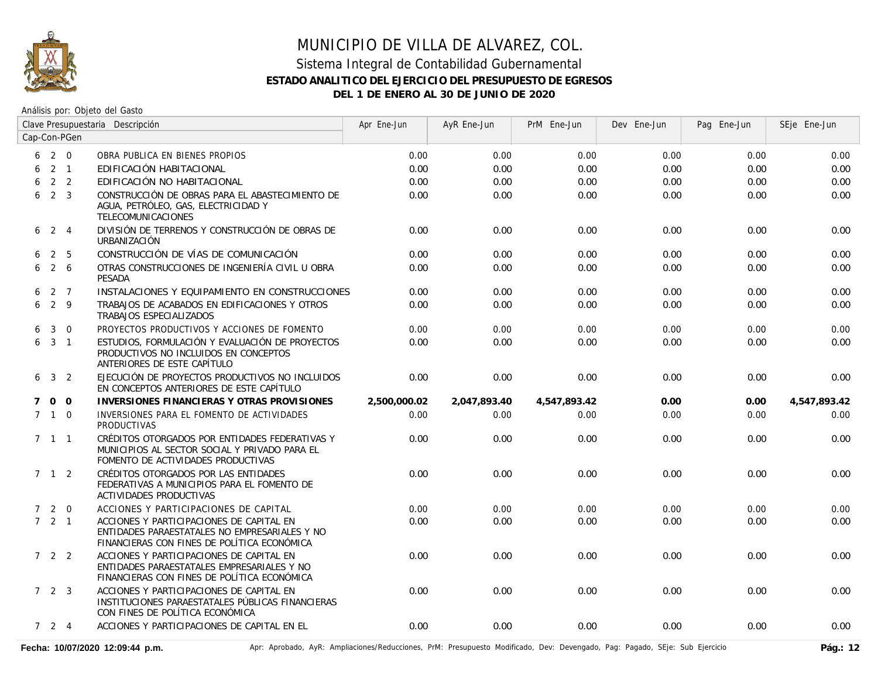# MUNICIPIO DE VILLA DE ALVAREZ, COL.

## Sistema Integral de Contabilidad Gubernamental

### ESTADO ANALITICO DEL EJERCICIO DEL PRESUPUESTO DE EGRESOS

### DEL 1 DE ENERO AL 30 DE JUNIO DE 2020

Análisis por: Objeto del Gasto

| Clave Presupuestaria Cap-Con-PGen | Descripción | Apr Ene-Jun | AyR Ene-Jun | PrM Ene-Jun | Dev Ene-Jun | Pag Ene-Jun | SEje Ene-Jun |
|---|---|---|---|---|---|---|---|
| 6 2 0 | OBRA PUBLICA EN BIENES PROPIOS | 0.00 | 0.00 | 0.00 | 0.00 | 0.00 | 0.00 |
| 6 2 1 | EDIFICACIÓN HABITACIONAL | 0.00 | 0.00 | 0.00 | 0.00 | 0.00 | 0.00 |
| 6 2 2 | EDIFICACIÓN NO HABITACIONAL | 0.00 | 0.00 | 0.00 | 0.00 | 0.00 | 0.00 |
| 6 2 3 | CONSTRUCCIÓN DE OBRAS PARA EL ABASTECIMIENTO DE AGUA, PETRÓLEO, GAS, ELECTRICIDAD Y TELECOMUNICACIONES | 0.00 | 0.00 | 0.00 | 0.00 | 0.00 | 0.00 |
| 6 2 4 | DIVISIÓN DE TERRENOS Y CONSTRUCCIÓN DE OBRAS DE URBANIZACIÓN | 0.00 | 0.00 | 0.00 | 0.00 | 0.00 | 0.00 |
| 6 2 5 | CONSTRUCCIÓN DE VÍAS DE COMUNICACIÓN | 0.00 | 0.00 | 0.00 | 0.00 | 0.00 | 0.00 |
| 6 2 6 | OTRAS CONSTRUCCIONES DE INGENIERÍA CIVIL U OBRA PESADA | 0.00 | 0.00 | 0.00 | 0.00 | 0.00 | 0.00 |
| 6 2 7 | INSTALACIONES Y EQUIPAMIENTO EN CONSTRUCCIONES | 0.00 | 0.00 | 0.00 | 0.00 | 0.00 | 0.00 |
| 6 2 9 | TRABAJOS DE ACABADOS EN EDIFICACIONES Y OTROS TRABAJOS ESPECIALIZADOS | 0.00 | 0.00 | 0.00 | 0.00 | 0.00 | 0.00 |
| 6 3 0 | PROYECTOS PRODUCTIVOS Y ACCIONES DE FOMENTO | 0.00 | 0.00 | 0.00 | 0.00 | 0.00 | 0.00 |
| 6 3 1 | ESTUDIOS, FORMULACIÓN Y EVALUACIÓN DE PROYECTOS PRODUCTIVOS NO INCLUIDOS EN CONCEPTOS ANTERIORES DE ESTE CAPÍTULO | 0.00 | 0.00 | 0.00 | 0.00 | 0.00 | 0.00 |
| 6 3 2 | EJECUCIÓN DE PROYECTOS PRODUCTIVOS NO INCLUIDOS EN CONCEPTOS ANTERIORES DE ESTE CAPÍTULO | 0.00 | 0.00 | 0.00 | 0.00 | 0.00 | 0.00 |
| **7 0 0** | **INVERSIONES FINANCIERAS Y OTRAS PROVISIONES** | **2,500,000.02** | **2,047,893.40** | **4,547,893.42** | **0.00** | **0.00** | **4,547,893.42** |
| 7 1 0 | INVERSIONES PARA EL FOMENTO DE ACTIVIDADES PRODUCTIVAS | 0.00 | 0.00 | 0.00 | 0.00 | 0.00 | 0.00 |
| 7 1 1 | CRÉDITOS OTORGADOS POR ENTIDADES FEDERATIVAS Y MUNICIPIOS AL SECTOR SOCIAL Y PRIVADO PARA EL FOMENTO DE ACTIVIDADES PRODUCTIVAS | 0.00 | 0.00 | 0.00 | 0.00 | 0.00 | 0.00 |
| 7 1 2 | CRÉDITOS OTORGADOS POR LAS ENTIDADES FEDERATIVAS A MUNICIPIOS PARA EL FOMENTO DE ACTIVIDADES PRODUCTIVAS | 0.00 | 0.00 | 0.00 | 0.00 | 0.00 | 0.00 |
| 7 2 0 | ACCIONES Y PARTICIPACIONES DE CAPITAL | 0.00 | 0.00 | 0.00 | 0.00 | 0.00 | 0.00 |
| 7 2 1 | ACCIONES Y PARTICIPACIONES DE CAPITAL EN ENTIDADES PARAESTATALES NO EMPRESARIALES Y NO FINANCIERAS CON FINES DE POLÍTICA ECONÓMICA | 0.00 | 0.00 | 0.00 | 0.00 | 0.00 | 0.00 |
| 7 2 2 | ACCIONES Y PARTICIPACIONES DE CAPITAL EN ENTIDADES PARAESTATALES EMPRESARIALES Y NO FINANCIERAS CON FINES DE POLÍTICA ECONÓMICA | 0.00 | 0.00 | 0.00 | 0.00 | 0.00 | 0.00 |
| 7 2 3 | ACCIONES Y PARTICIPACIONES DE CAPITAL EN INSTITUCIONES PARAESTATALES PÚBLICAS FINANCIERAS CON FINES DE POLÍTICA ECONÓMICA | 0.00 | 0.00 | 0.00 | 0.00 | 0.00 | 0.00 |
| 7 2 4 | ACCIONES Y PARTICIPACIONES DE CAPITAL EN EL | 0.00 | 0.00 | 0.00 | 0.00 | 0.00 | 0.00 |

Fecha: 10/07/2020 12:09:44 p.m.

Apr: Aprobado, AyR: Ampliaciones/Reducciones, PrM: Presupuesto Modificado, Dev: Devengado, Pag: Pagado, SEje: Sub Ejercicio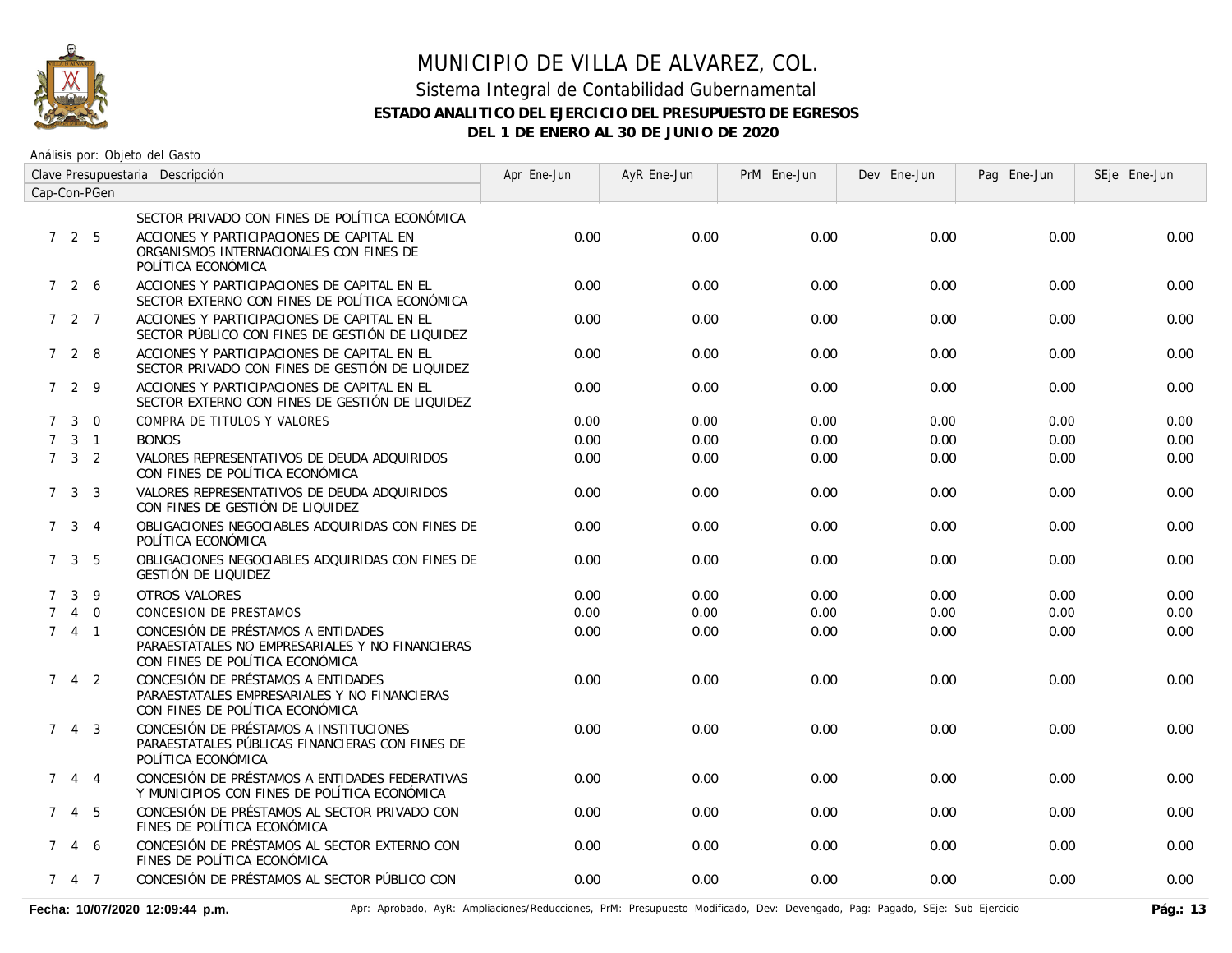# MUNICIPIO DE VILLA DE ALVAREZ, COL.

## Sistema Integral de Contabilidad Gubernamental

### ESTADO ANALITICO DEL EJERCICIO DEL PRESUPUESTO DE EGRESOS

### DEL 1 DE ENERO AL 30 DE JUNIO DE 2020

Análisis por: Objeto del Gasto

| Clave Presupuestaria Cap-Con-PGen | Descripción | Apr Ene-Jun | AyR Ene-Jun | PrM Ene-Jun | Dev Ene-Jun | Pag Ene-Jun | SEje Ene-Jun |
|---|---|---|---|---|---|---|---|
| | SECTOR PRIVADO CON FINES DE POLÍTICA ECONÓMICA | | | | | | |
| 7 2 5 | ACCIONES Y PARTICIPACIONES DE CAPITAL EN ORGANISMOS INTERNACIONALES CON FINES DE POLÍTICA ECONÓMICA | 0.00 | 0.00 | 0.00 | 0.00 | 0.00 | 0.00 |
| 7 2 6 | ACCIONES Y PARTICIPACIONES DE CAPITAL EN EL SECTOR EXTERNO CON FINES DE POLÍTICA ECONÓMICA | 0.00 | 0.00 | 0.00 | 0.00 | 0.00 | 0.00 |
| 7 2 7 | ACCIONES Y PARTICIPACIONES DE CAPITAL EN EL SECTOR PÚBLICO CON FINES DE GESTIÓN DE LIQUIDEZ | 0.00 | 0.00 | 0.00 | 0.00 | 0.00 | 0.00 |
| 7 2 8 | ACCIONES Y PARTICIPACIONES DE CAPITAL EN EL SECTOR PRIVADO CON FINES DE GESTIÓN DE LIQUIDEZ | 0.00 | 0.00 | 0.00 | 0.00 | 0.00 | 0.00 |
| 7 2 9 | ACCIONES Y PARTICIPACIONES DE CAPITAL EN EL SECTOR EXTERNO CON FINES DE GESTIÓN DE LIQUIDEZ | 0.00 | 0.00 | 0.00 | 0.00 | 0.00 | 0.00 |
| 7 3 0 | COMPRA DE TITULOS Y VALORES | 0.00 | 0.00 | 0.00 | 0.00 | 0.00 | 0.00 |
| 7 3 1 | BONOS | 0.00 | 0.00 | 0.00 | 0.00 | 0.00 | 0.00 |
| 7 3 2 | VALORES REPRESENTATIVOS DE DEUDA ADQUIRIDOS CON FINES DE POLÍTICA ECONÓMICA | 0.00 | 0.00 | 0.00 | 0.00 | 0.00 | 0.00 |
| 7 3 3 | VALORES REPRESENTATIVOS DE DEUDA ADQUIRIDOS CON FINES DE GESTIÓN DE LIQUIDEZ | 0.00 | 0.00 | 0.00 | 0.00 | 0.00 | 0.00 |
| 7 3 4 | OBLIGACIONES NEGOCIABLES ADQUIRIDAS CON FINES DE POLÍTICA ECONÓMICA | 0.00 | 0.00 | 0.00 | 0.00 | 0.00 | 0.00 |
| 7 3 5 | OBLIGACIONES NEGOCIABLES ADQUIRIDAS CON FINES DE GESTIÓN DE LIQUIDEZ | 0.00 | 0.00 | 0.00 | 0.00 | 0.00 | 0.00 |
| 7 3 9 | OTROS VALORES | 0.00 | 0.00 | 0.00 | 0.00 | 0.00 | 0.00 |
| 7 4 0 | CONCESION DE PRESTAMOS | 0.00 | 0.00 | 0.00 | 0.00 | 0.00 | 0.00 |
| 7 4 1 | CONCESIÓN DE PRÉSTAMOS A ENTIDADES PARAESTATALES NO EMPRESARIALES Y NO FINANCIERAS CON FINES DE POLÍTICA ECONÓMICA | 0.00 | 0.00 | 0.00 | 0.00 | 0.00 | 0.00 |
| 7 4 2 | CONCESIÓN DE PRÉSTAMOS A ENTIDADES PARAESTATALES EMPRESARIALES Y NO FINANCIERAS CON FINES DE POLÍTICA ECONÓMICA | 0.00 | 0.00 | 0.00 | 0.00 | 0.00 | 0.00 |
| 7 4 3 | CONCESIÓN DE PRÉSTAMOS A INSTITUCIONES PARAESTATALES PÚBLICAS FINANCIERAS CON FINES DE POLÍTICA ECONÓMICA | 0.00 | 0.00 | 0.00 | 0.00 | 0.00 | 0.00 |
| 7 4 4 | CONCESIÓN DE PRÉSTAMOS A ENTIDADES FEDERATIVAS Y MUNICIPIOS CON FINES DE POLÍTICA ECONÓMICA | 0.00 | 0.00 | 0.00 | 0.00 | 0.00 | 0.00 |
| 7 4 5 | CONCESIÓN DE PRÉSTAMOS AL SECTOR PRIVADO CON FINES DE POLÍTICA ECONÓMICA | 0.00 | 0.00 | 0.00 | 0.00 | 0.00 | 0.00 |
| 7 4 6 | CONCESIÓN DE PRÉSTAMOS AL SECTOR EXTERNO CON FINES DE POLÍTICA ECONÓMICA | 0.00 | 0.00 | 0.00 | 0.00 | 0.00 | 0.00 |
| 7 4 7 | CONCESIÓN DE PRÉSTAMOS AL SECTOR PÚBLICO CON | 0.00 | 0.00 | 0.00 | 0.00 | 0.00 | 0.00 |

Fecha: 10/07/2020 12:09:44 p.m.

Apr: Aprobado, AyR: Ampliaciones/Reducciones, PrM: Presupuesto Modificado, Dev: Devengado, Pag: Pagado, SEje: Sub Ejercicio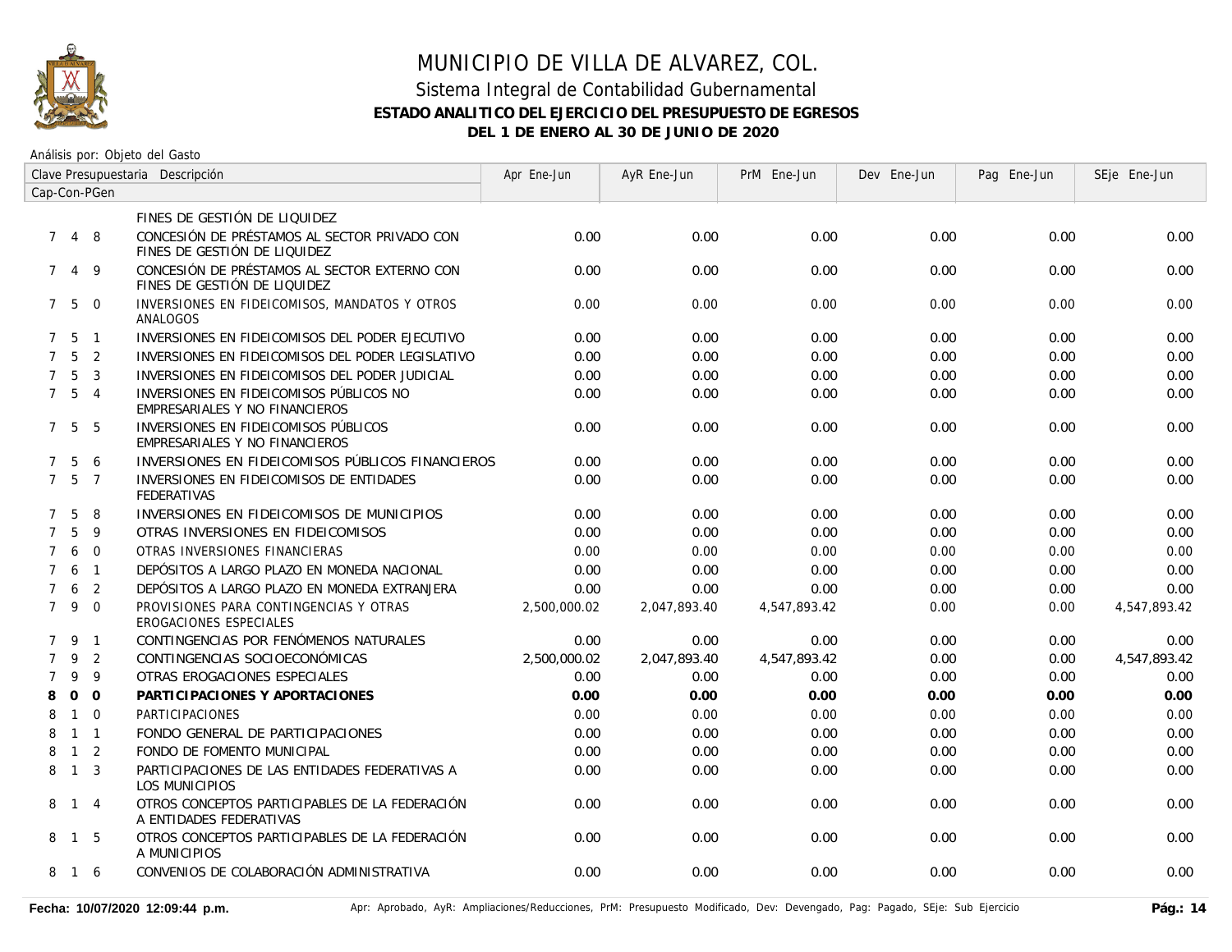# MUNICIPIO DE VILLA DE ALVAREZ, COL.

## Sistema Integral de Contabilidad Gubernamental

### ESTADO ANALITICO DEL EJERCICIO DEL PRESUPUESTO DE EGRESOS

### DEL 1 DE ENERO AL 30 DE JUNIO DE 2020

Análisis por: Objeto del Gasto

| Clave Presupuestaria Cap-Con-PGen | Descripción | Apr Ene-Jun | AyR Ene-Jun | PrM Ene-Jun | Dev Ene-Jun | Pag Ene-Jun | SEje Ene-Jun |
|---|---|---|---|---|---|---|---|
| | FINES DE GESTIÓN DE LIQUIDEZ | | | | | | |
| 7 4 8 | CONCESIÓN DE PRÉSTAMOS AL SECTOR PRIVADO CON FINES DE GESTIÓN DE LIQUIDEZ | 0.00 | 0.00 | 0.00 | 0.00 | 0.00 | 0.00 |
| 7 4 9 | CONCESIÓN DE PRÉSTAMOS AL SECTOR EXTERNO CON FINES DE GESTIÓN DE LIQUIDEZ | 0.00 | 0.00 | 0.00 | 0.00 | 0.00 | 0.00 |
| 7 5 0 | INVERSIONES EN FIDEICOMISOS, MANDATOS Y OTROS ANALOGOS | 0.00 | 0.00 | 0.00 | 0.00 | 0.00 | 0.00 |
| 7 5 1 | INVERSIONES EN FIDEICOMISOS DEL PODER EJECUTIVO | 0.00 | 0.00 | 0.00 | 0.00 | 0.00 | 0.00 |
| 7 5 2 | INVERSIONES EN FIDEICOMISOS DEL PODER LEGISLATIVO | 0.00 | 0.00 | 0.00 | 0.00 | 0.00 | 0.00 |
| 7 5 3 | INVERSIONES EN FIDEICOMISOS DEL PODER JUDICIAL | 0.00 | 0.00 | 0.00 | 0.00 | 0.00 | 0.00 |
| 7 5 4 | INVERSIONES EN FIDEICOMISOS PÚBLICOS NO EMPRESARIALES Y NO FINANCIEROS | 0.00 | 0.00 | 0.00 | 0.00 | 0.00 | 0.00 |
| 7 5 5 | INVERSIONES EN FIDEICOMISOS PÚBLICOS EMPRESARIALES Y NO FINANCIEROS | 0.00 | 0.00 | 0.00 | 0.00 | 0.00 | 0.00 |
| 7 5 6 | INVERSIONES EN FIDEICOMISOS PÚBLICOS FINANCIEROS | 0.00 | 0.00 | 0.00 | 0.00 | 0.00 | 0.00 |
| 7 5 7 | INVERSIONES EN FIDEICOMISOS DE ENTIDADES FEDERATIVAS | 0.00 | 0.00 | 0.00 | 0.00 | 0.00 | 0.00 |
| 7 5 8 | INVERSIONES EN FIDEICOMISOS DE MUNICIPIOS | 0.00 | 0.00 | 0.00 | 0.00 | 0.00 | 0.00 |
| 7 5 9 | OTRAS INVERSIONES EN FIDEICOMISOS | 0.00 | 0.00 | 0.00 | 0.00 | 0.00 | 0.00 |
| 7 6 0 | OTRAS INVERSIONES FINANCIERAS | 0.00 | 0.00 | 0.00 | 0.00 | 0.00 | 0.00 |
| 7 6 1 | DEPÓSITOS A LARGO PLAZO EN MONEDA NACIONAL | 0.00 | 0.00 | 0.00 | 0.00 | 0.00 | 0.00 |
| 7 6 2 | DEPÓSITOS A LARGO PLAZO EN MONEDA EXTRANJERA | 0.00 | 0.00 | 0.00 | 0.00 | 0.00 | 0.00 |
| 7 9 0 | PROVISIONES PARA CONTINGENCIAS Y OTRAS EROGACIONES ESPECIALES | 2,500,000.02 | 2,047,893.40 | 4,547,893.42 | 0.00 | 0.00 | 4,547,893.42 |
| 7 9 1 | CONTINGENCIAS POR FENÓMENOS NATURALES | 0.00 | 0.00 | 0.00 | 0.00 | 0.00 | 0.00 |
| 7 9 2 | CONTINGENCIAS SOCIOECONÓMICAS | 2,500,000.02 | 2,047,893.40 | 4,547,893.42 | 0.00 | 0.00 | 4,547,893.42 |
| 7 9 9 | OTRAS EROGACIONES ESPECIALES | 0.00 | 0.00 | 0.00 | 0.00 | 0.00 | 0.00 |
| **8 0 0** | **PARTICIPACIONES Y APORTACIONES** | **0.00** | **0.00** | **0.00** | **0.00** | **0.00** | **0.00** |
| 8 1 0 | PARTICIPACIONES | 0.00 | 0.00 | 0.00 | 0.00 | 0.00 | 0.00 |
| 8 1 1 | FONDO GENERAL DE PARTICIPACIONES | 0.00 | 0.00 | 0.00 | 0.00 | 0.00 | 0.00 |
| 8 1 2 | FONDO DE FOMENTO MUNICIPAL | 0.00 | 0.00 | 0.00 | 0.00 | 0.00 | 0.00 |
| 8 1 3 | PARTICIPACIONES DE LAS ENTIDADES FEDERATIVAS A LOS MUNICIPIOS | 0.00 | 0.00 | 0.00 | 0.00 | 0.00 | 0.00 |
| 8 1 4 | OTROS CONCEPTOS PARTICIPABLES DE LA FEDERACIÓN A ENTIDADES FEDERATIVAS | 0.00 | 0.00 | 0.00 | 0.00 | 0.00 | 0.00 |
| 8 1 5 | OTROS CONCEPTOS PARTICIPABLES DE LA FEDERACIÓN A MUNICIPIOS | 0.00 | 0.00 | 0.00 | 0.00 | 0.00 | 0.00 |
| 8 1 6 | CONVENIOS DE COLABORACIÓN ADMINISTRATIVA | 0.00 | 0.00 | 0.00 | 0.00 | 0.00 | 0.00 |

**Fecha: 10/07/2020 12:09:44 p.m.** Apr: Aprobado, AyR: Ampliaciones/Reducciones, PrM: Presupuesto Modificado, Dev: Devengado, Pag: Pagado, SEje: Sub Ejercicio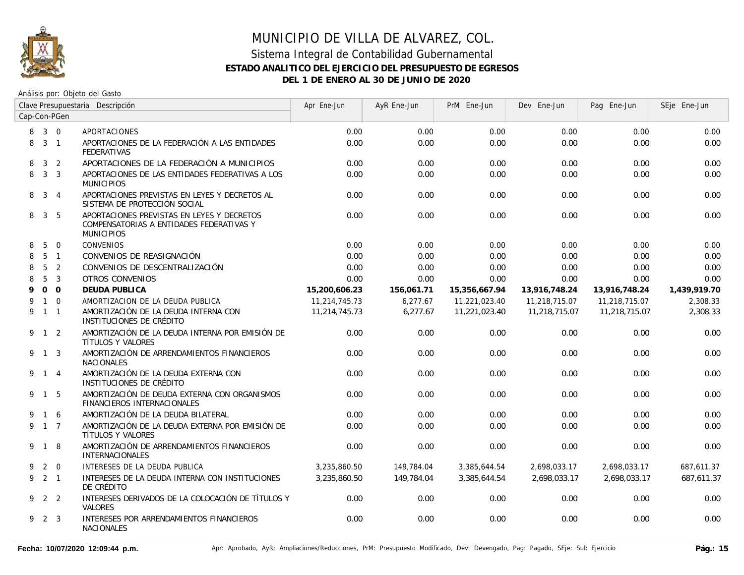# MUNICIPIO DE VILLA DE ALVAREZ, COL.

## Sistema Integral de Contabilidad Gubernamental

### ESTADO ANALITICO DEL EJERCICIO DEL PRESUPUESTO DE EGRESOS

### DEL 1 DE ENERO AL 30 DE JUNIO DE 2020

Análisis por: Objeto del Gasto

| Clave Presupuestaria Cap-Con-PGen | Descripción | Apr Ene-Jun | AyR Ene-Jun | PrM Ene-Jun | Dev Ene-Jun | Pag Ene-Jun | SEje Ene-Jun |
|---|---|---|---|---|---|---|---|
| 8 3 0 | APORTACIONES | 0.00 | 0.00 | 0.00 | 0.00 | 0.00 | 0.00 |
| 8 3 1 | APORTACIONES DE LA FEDERACIÓN A LAS ENTIDADES FEDERATIVAS | 0.00 | 0.00 | 0.00 | 0.00 | 0.00 | 0.00 |
| 8 3 2 | APORTACIONES DE LA FEDERACIÓN A MUNICIPIOS | 0.00 | 0.00 | 0.00 | 0.00 | 0.00 | 0.00 |
| 8 3 3 | APORTACIONES DE LAS ENTIDADES FEDERATIVAS A LOS MUNICIPIOS | 0.00 | 0.00 | 0.00 | 0.00 | 0.00 | 0.00 |
| 8 3 4 | APORTACIONES PREVISTAS EN LEYES Y DECRETOS AL SISTEMA DE PROTECCIÓN SOCIAL | 0.00 | 0.00 | 0.00 | 0.00 | 0.00 | 0.00 |
| 8 3 5 | APORTACIONES PREVISTAS EN LEYES Y DECRETOS COMPENSATORIAS A ENTIDADES FEDERATIVAS Y MUNICIPIOS | 0.00 | 0.00 | 0.00 | 0.00 | 0.00 | 0.00 |
| 8 5 0 | CONVENIOS | 0.00 | 0.00 | 0.00 | 0.00 | 0.00 | 0.00 |
| 8 5 1 | CONVENIOS DE REASIGNACIÓN | 0.00 | 0.00 | 0.00 | 0.00 | 0.00 | 0.00 |
| 8 5 2 | CONVENIOS DE DESCENTRALIZACIÓN | 0.00 | 0.00 | 0.00 | 0.00 | 0.00 | 0.00 |
| 8 5 3 | OTROS CONVENIOS | 0.00 | 0.00 | 0.00 | 0.00 | 0.00 | 0.00 |
| **9 0 0** | **DEUDA PUBLICA** | **15,200,606.23** | **156,061.71** | **15,356,667.94** | **13,916,748.24** | **13,916,748.24** | **1,439,919.70** |
| 9 1 0 | AMORTIZACION DE LA DEUDA PUBLICA | 11,214,745.73 | 6,277.67 | 11,221,023.40 | 11,218,715.07 | 11,218,715.07 | 2,308.33 |
| 9 1 1 | AMORTIZACIÓN DE LA DEUDA INTERNA CON INSTITUCIONES DE CRÉDITO | 11,214,745.73 | 6,277.67 | 11,221,023.40 | 11,218,715.07 | 11,218,715.07 | 2,308.33 |
| 9 1 2 | AMORTIZACIÓN DE LA DEUDA INTERNA POR EMISIÓN DE TÍTULOS Y VALORES | 0.00 | 0.00 | 0.00 | 0.00 | 0.00 | 0.00 |
| 9 1 3 | AMORTIZACIÓN DE ARRENDAMIENTOS FINANCIEROS NACIONALES | 0.00 | 0.00 | 0.00 | 0.00 | 0.00 | 0.00 |
| 9 1 4 | AMORTIZACIÓN DE LA DEUDA EXTERNA CON INSTITUCIONES DE CRÉDITO | 0.00 | 0.00 | 0.00 | 0.00 | 0.00 | 0.00 |
| 9 1 5 | AMORTIZACIÓN DE DEUDA EXTERNA CON ORGANISMOS FINANCIEROS INTERNACIONALES | 0.00 | 0.00 | 0.00 | 0.00 | 0.00 | 0.00 |
| 9 1 6 | AMORTIZACIÓN DE LA DEUDA BILATERAL | 0.00 | 0.00 | 0.00 | 0.00 | 0.00 | 0.00 |
| 9 1 7 | AMORTIZACIÓN DE LA DEUDA EXTERNA POR EMISIÓN DE TÍTULOS Y VALORES | 0.00 | 0.00 | 0.00 | 0.00 | 0.00 | 0.00 |
| 9 1 8 | AMORTIZACIÓN DE ARRENDAMIENTOS FINANCIEROS INTERNACIONALES | 0.00 | 0.00 | 0.00 | 0.00 | 0.00 | 0.00 |
| 9 2 0 | INTERESES DE LA DEUDA PUBLICA | 3,235,860.50 | 149,784.04 | 3,385,644.54 | 2,698,033.17 | 2,698,033.17 | 687,611.37 |
| 9 2 1 | INTERESES DE LA DEUDA INTERNA CON INSTITUCIONES DE CRÉDITO | 3,235,860.50 | 149,784.04 | 3,385,644.54 | 2,698,033.17 | 2,698,033.17 | 687,611.37 |
| 9 2 2 | INTERESES DERIVADOS DE LA COLOCACIÓN DE TÍTULOS Y VALORES | 0.00 | 0.00 | 0.00 | 0.00 | 0.00 | 0.00 |
| 9 2 3 | INTERESES POR ARRENDAMIENTOS FINANCIEROS NACIONALES | 0.00 | 0.00 | 0.00 | 0.00 | 0.00 | 0.00 |

Fecha: 10/07/2020 12:09:44 p.m. — Apr: Aprobado, AyR: Ampliaciones/Reducciones, PrM: Presupuesto Modificado, Dev: Devengado, Pag: Pagado, SEje: Sub Ejercicio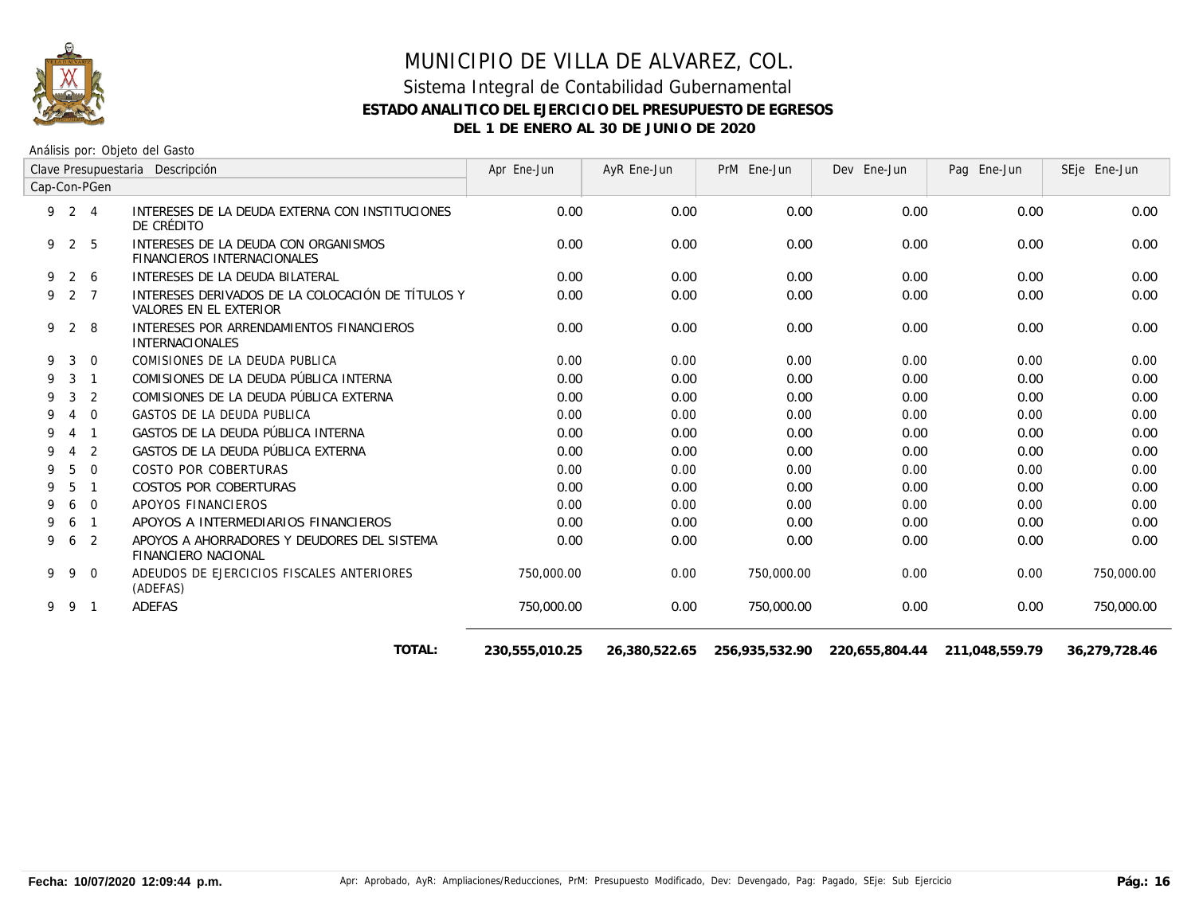# MUNICIPIO DE VILLA DE ALVAREZ, COL.

## Sistema Integral de Contabilidad Gubernamental

### ESTADO ANALITICO DEL EJERCICIO DEL PRESUPUESTO DE EGRESOS

### DEL 1 DE ENERO AL 30 DE JUNIO DE 2020

Análisis por: Objeto del Gasto

| Clave Presupuestaria Cap-Con-PGen | Descripción | Apr Ene-Jun | AyR Ene-Jun | PrM Ene-Jun | Dev Ene-Jun | Pag Ene-Jun | SEje Ene-Jun |
|---|---|---|---|---|---|---|---|
| 9 2 4 | INTERESES DE LA DEUDA EXTERNA CON INSTITUCIONES DE CRÉDITO | 0.00 | 0.00 | 0.00 | 0.00 | 0.00 | 0.00 |
| 9 2 5 | INTERESES DE LA DEUDA CON ORGANISMOS FINANCIEROS INTERNACIONALES | 0.00 | 0.00 | 0.00 | 0.00 | 0.00 | 0.00 |
| 9 2 6 | INTERESES DE LA DEUDA BILATERAL | 0.00 | 0.00 | 0.00 | 0.00 | 0.00 | 0.00 |
| 9 2 7 | INTERESES DERIVADOS DE LA COLOCACIÓN DE TÍTULOS Y VALORES EN EL EXTERIOR | 0.00 | 0.00 | 0.00 | 0.00 | 0.00 | 0.00 |
| 9 2 8 | INTERESES POR ARRENDAMIENTOS FINANCIEROS INTERNACIONALES | 0.00 | 0.00 | 0.00 | 0.00 | 0.00 | 0.00 |
| 9 3 0 | COMISIONES DE LA DEUDA PUBLICA | 0.00 | 0.00 | 0.00 | 0.00 | 0.00 | 0.00 |
| 9 3 1 | COMISIONES DE LA DEUDA PÚBLICA INTERNA | 0.00 | 0.00 | 0.00 | 0.00 | 0.00 | 0.00 |
| 9 3 2 | COMISIONES DE LA DEUDA PÚBLICA EXTERNA | 0.00 | 0.00 | 0.00 | 0.00 | 0.00 | 0.00 |
| 9 4 0 | GASTOS DE LA DEUDA PUBLICA | 0.00 | 0.00 | 0.00 | 0.00 | 0.00 | 0.00 |
| 9 4 1 | GASTOS DE LA DEUDA PÚBLICA INTERNA | 0.00 | 0.00 | 0.00 | 0.00 | 0.00 | 0.00 |
| 9 4 2 | GASTOS DE LA DEUDA PÚBLICA EXTERNA | 0.00 | 0.00 | 0.00 | 0.00 | 0.00 | 0.00 |
| 9 5 0 | COSTO POR COBERTURAS | 0.00 | 0.00 | 0.00 | 0.00 | 0.00 | 0.00 |
| 9 5 1 | COSTOS POR COBERTURAS | 0.00 | 0.00 | 0.00 | 0.00 | 0.00 | 0.00 |
| 9 6 0 | APOYOS FINANCIEROS | 0.00 | 0.00 | 0.00 | 0.00 | 0.00 | 0.00 |
| 9 6 1 | APOYOS A INTERMEDIARIOS FINANCIEROS | 0.00 | 0.00 | 0.00 | 0.00 | 0.00 | 0.00 |
| 9 6 2 | APOYOS A AHORRADORES Y DEUDORES DEL SISTEMA FINANCIERO NACIONAL | 0.00 | 0.00 | 0.00 | 0.00 | 0.00 | 0.00 |
| 9 9 0 | ADEUDOS DE EJERCICIOS FISCALES ANTERIORES (ADEFAS) | 750,000.00 | 0.00 | 750,000.00 | 0.00 | 0.00 | 750,000.00 |
| 9 9 1 | ADEFAS | 750,000.00 | 0.00 | 750,000.00 | 0.00 | 0.00 | 750,000.00 |
| | **TOTAL:** | **230,555,010.25** | **26,380,522.65** | **256,935,532.90** | **220,655,804.44** | **211,048,559.79** | **36,279,728.46** |

**Fecha: 10/07/2020 12:09:44 p.m.**

Apr: Aprobado, AyR: Ampliaciones/Reducciones, PrM: Presupuesto Modificado, Dev: Devengado, Pag: Pagado, SEje: Sub Ejercicio